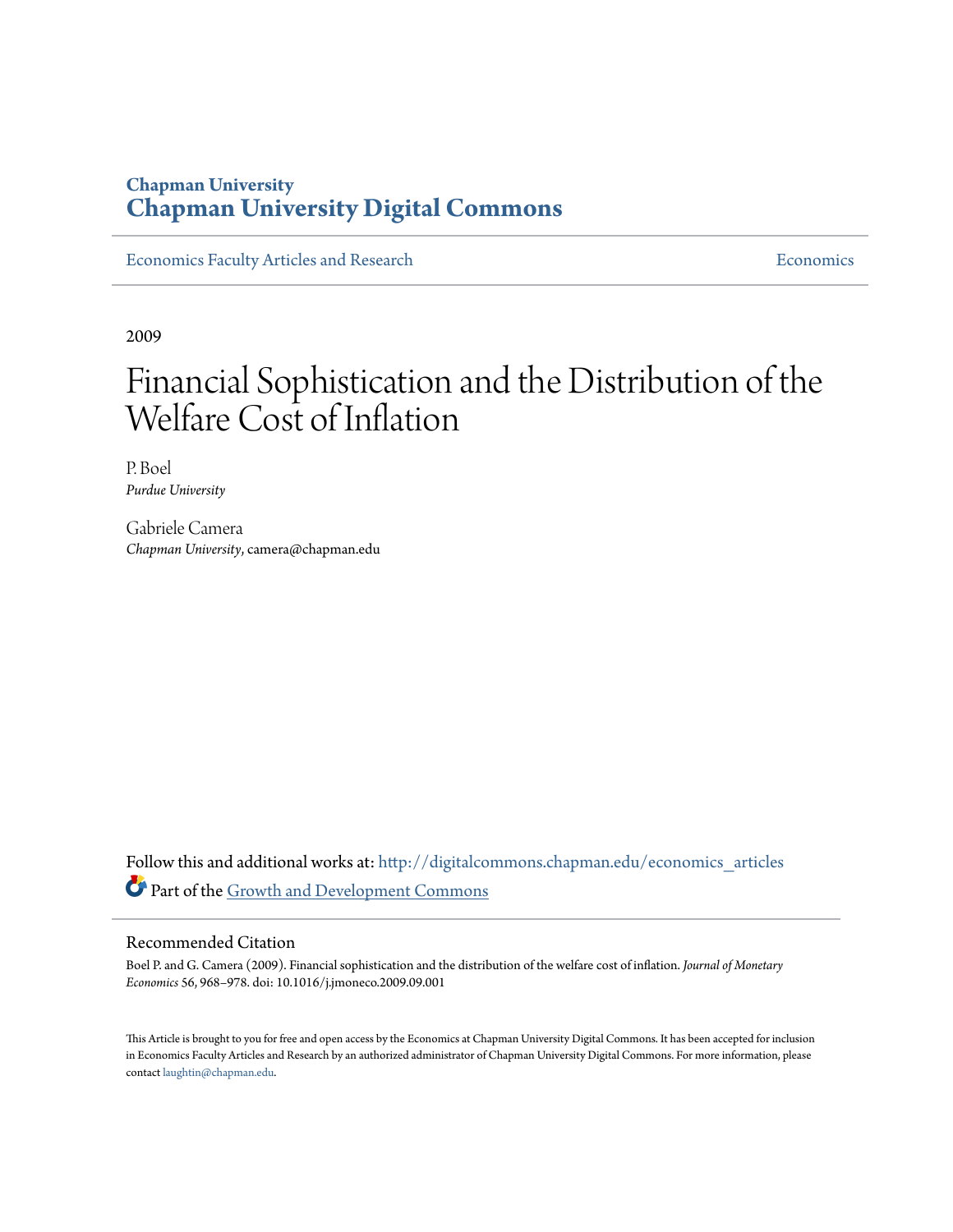Chapman University

# Chapman University Digital Commons

Economics Faculty Articles and Research | Economics

2009

# Financial Sophistication and the Distribution of the Welfare Cost of Inflation

P. Boel
*Purdue University*

Gabriele Camera
*Chapman University*, camera@chapman.edu

Follow this and additional works at: http://digitalcommons.chapman.edu/economics_articles

Part of the Growth and Development Commons

## Recommended Citation

Boel P. and G. Camera (2009). Financial sophistication and the distribution of the welfare cost of inflation. *Journal of Monetary Economics* 56, 968–978. doi: 10.1016/j.jmoneco.2009.09.001

This Article is brought to you for free and open access by the Economics at Chapman University Digital Commons. It has been accepted for inclusion in Economics Faculty Articles and Research by an authorized administrator of Chapman University Digital Commons. For more information, please contact laughtin@chapman.edu.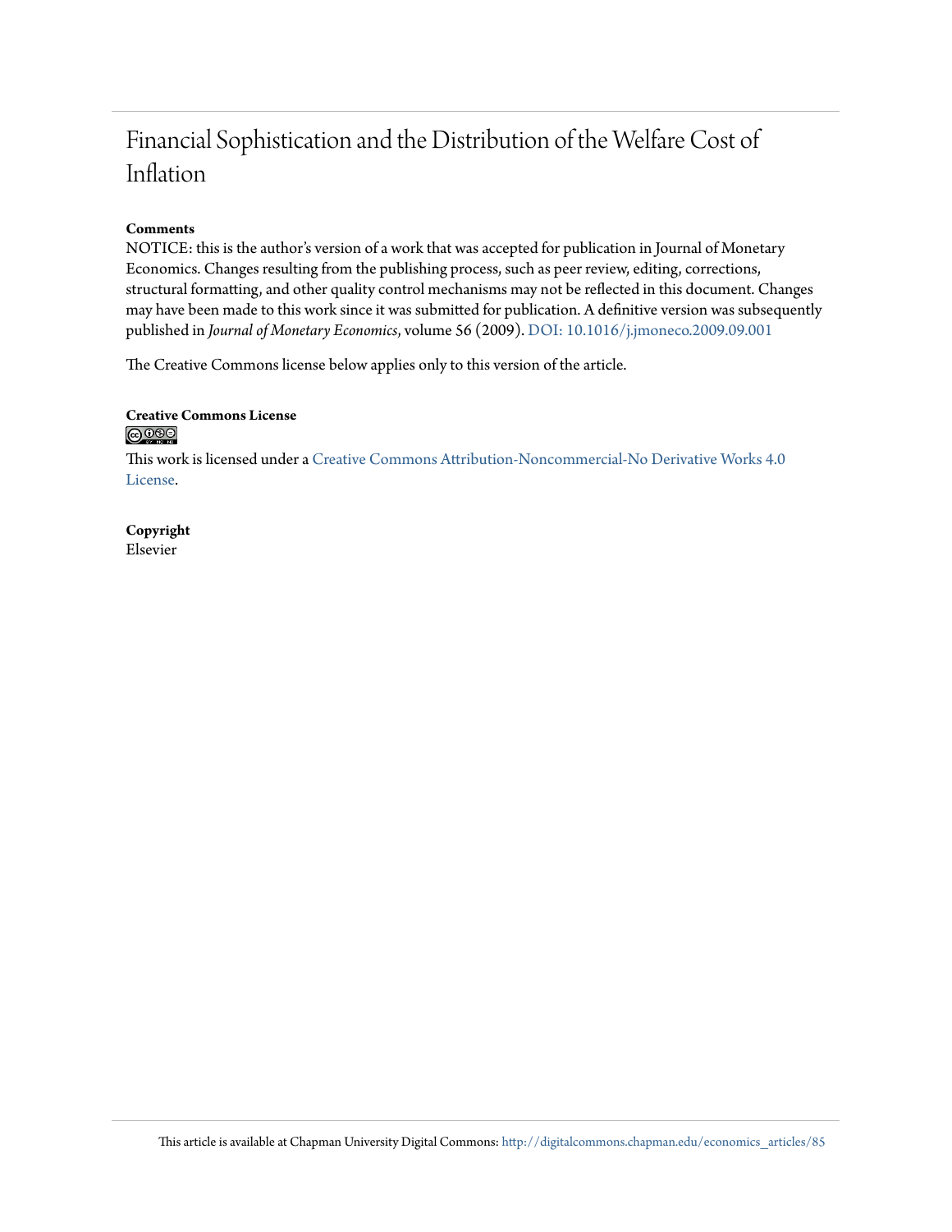# Financial Sophistication and the Distribution of the Welfare Cost of Inflation

**Comments**

NOTICE: this is the author's version of a work that was accepted for publication in Journal of Monetary Economics. Changes resulting from the publishing process, such as peer review, editing, corrections, structural formatting, and other quality control mechanisms may not be reflected in this document. Changes may have been made to this work since it was submitted for publication. A definitive version was subsequently published in *Journal of Monetary Economics*, volume 56 (2009). DOI: 10.1016/j.jmoneco.2009.09.001

The Creative Commons license below applies only to this version of the article.

**Creative Commons License**

This work is licensed under a Creative Commons Attribution-Noncommercial-No Derivative Works 4.0 License.

**Copyright**

Elsevier

This article is available at Chapman University Digital Commons: http://digitalcommons.chapman.edu/economics_articles/85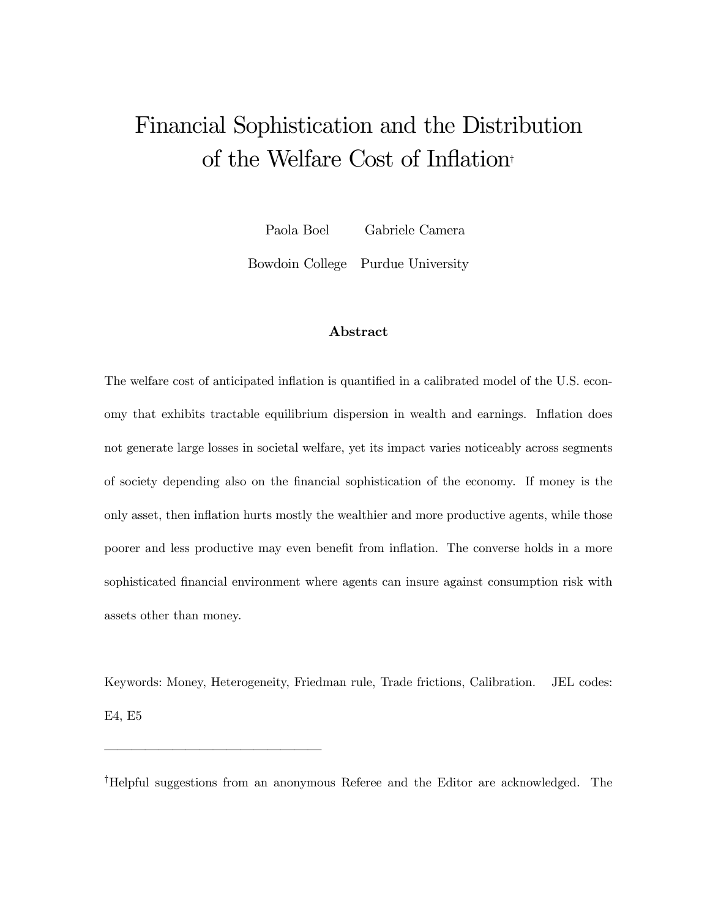# Financial Sophistication and the Distribution of the Welfare Cost of Inflation[†]

Paola Boel  Gabriele Camera

Bowdoin College  Purdue University

**Abstract**

The welfare cost of anticipated inflation is quantified in a calibrated model of the U.S. economy that exhibits tractable equilibrium dispersion in wealth and earnings. Inflation does not generate large losses in societal welfare, yet its impact varies noticeably across segments of society depending also on the financial sophistication of the economy. If money is the only asset, then inflation hurts mostly the wealthier and more productive agents, while those poorer and less productive may even benefit from inflation. The converse holds in a more sophisticated financial environment where agents can insure against consumption risk with assets other than money.

Keywords: Money, Heterogeneity, Friedman rule, Trade frictions, Calibration. JEL codes: E4, E5

---

[†]Helpful suggestions from an anonymous Referee and the Editor are acknowledged. The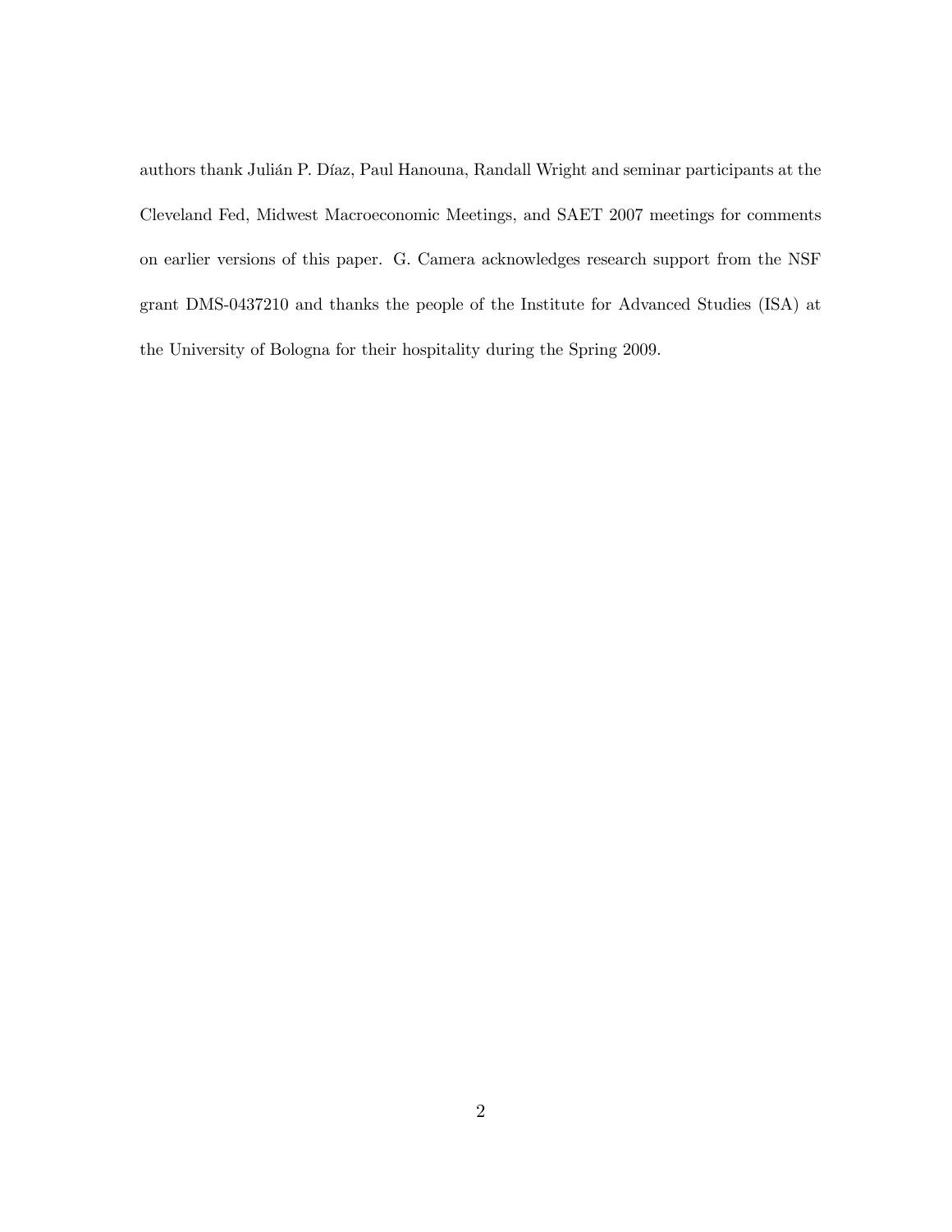authors thank Julián P. Díaz, Paul Hanouna, Randall Wright and seminar participants at the Cleveland Fed, Midwest Macroeconomic Meetings, and SAET 2007 meetings for comments on earlier versions of this paper. G. Camera acknowledges research support from the NSF grant DMS-0437210 and thanks the people of the Institute for Advanced Studies (ISA) at the University of Bologna for their hospitality during the Spring 2009.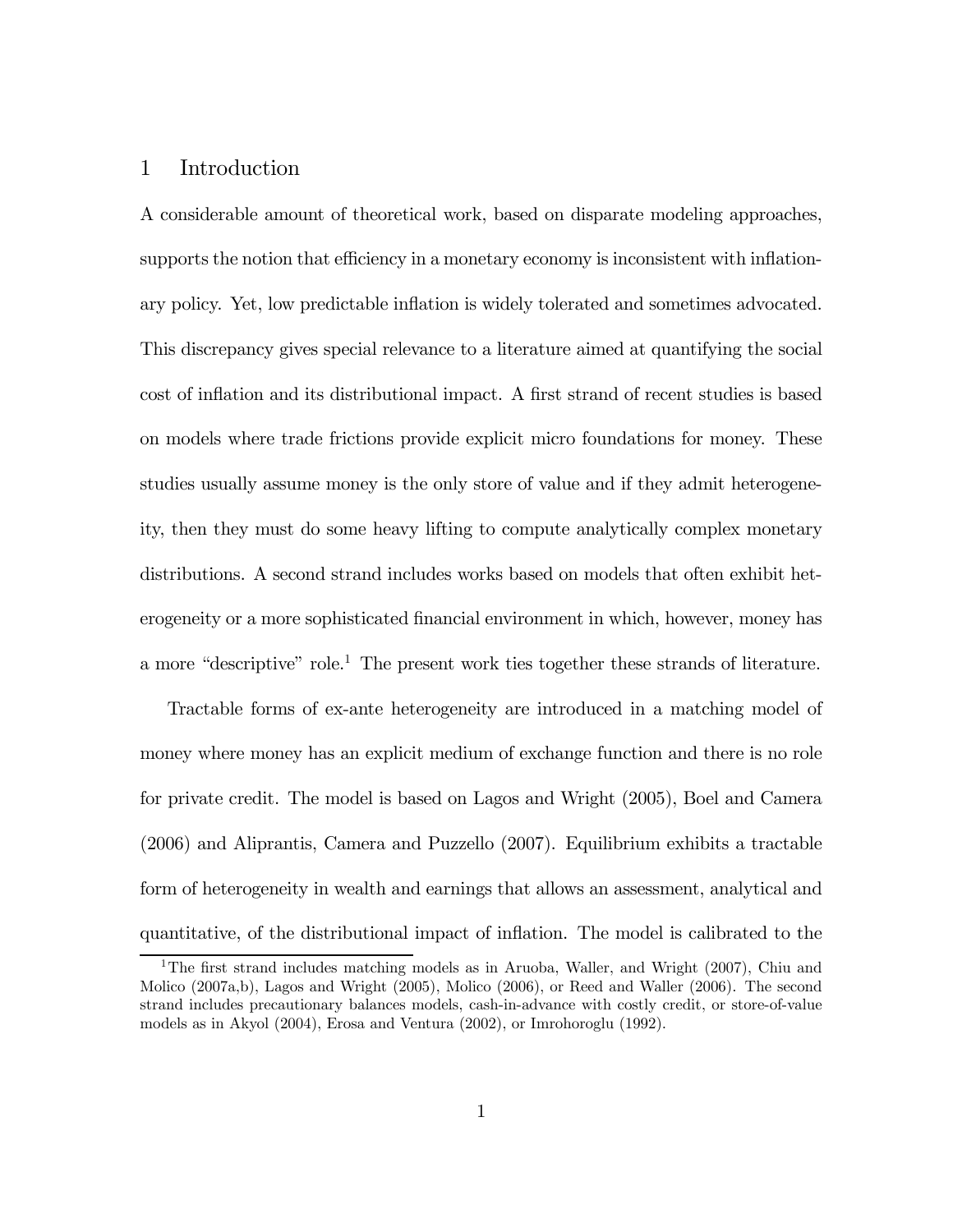## 1 Introduction

A considerable amount of theoretical work, based on disparate modeling approaches, supports the notion that efficiency in a monetary economy is inconsistent with inflationary policy. Yet, low predictable inflation is widely tolerated and sometimes advocated. This discrepancy gives special relevance to a literature aimed at quantifying the social cost of inflation and its distributional impact. A first strand of recent studies is based on models where trade frictions provide explicit micro foundations for money. These studies usually assume money is the only store of value and if they admit heterogeneity, then they must do some heavy lifting to compute analytically complex monetary distributions. A second strand includes works based on models that often exhibit heterogeneity or a more sophisticated financial environment in which, however, money has a more "descriptive" role.[1] The present work ties together these strands of literature.

Tractable forms of ex-ante heterogeneity are introduced in a matching model of money where money has an explicit medium of exchange function and there is no role for private credit. The model is based on Lagos and Wright (2005), Boel and Camera (2006) and Aliprantis, Camera and Puzzello (2007). Equilibrium exhibits a tractable form of heterogeneity in wealth and earnings that allows an assessment, analytical and quantitative, of the distributional impact of inflation. The model is calibrated to the

[1] The first strand includes matching models as in Aruoba, Waller, and Wright (2007), Chiu and Molico (2007a,b), Lagos and Wright (2005), Molico (2006), or Reed and Waller (2006). The second strand includes precautionary balances models, cash-in-advance with costly credit, or store-of-value models as in Akyol (2004), Erosa and Ventura (2002), or Imrohoroglu (1992).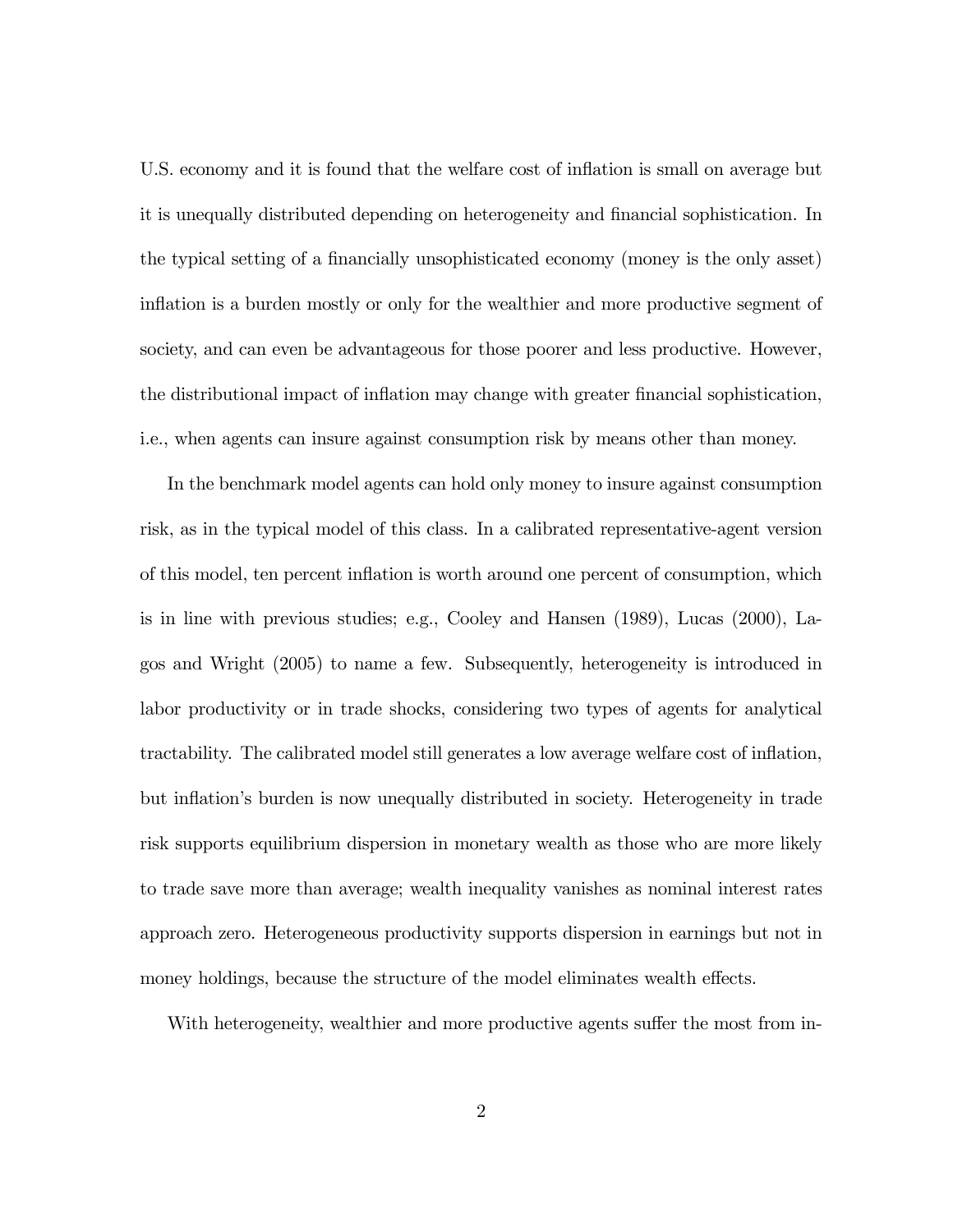U.S. economy and it is found that the welfare cost of inflation is small on average but it is unequally distributed depending on heterogeneity and financial sophistication. In the typical setting of a financially unsophisticated economy (money is the only asset) inflation is a burden mostly or only for the wealthier and more productive segment of society, and can even be advantageous for those poorer and less productive. However, the distributional impact of inflation may change with greater financial sophistication, i.e., when agents can insure against consumption risk by means other than money.

In the benchmark model agents can hold only money to insure against consumption risk, as in the typical model of this class. In a calibrated representative-agent version of this model, ten percent inflation is worth around one percent of consumption, which is in line with previous studies; e.g., Cooley and Hansen (1989), Lucas (2000), Lagos and Wright (2005) to name a few. Subsequently, heterogeneity is introduced in labor productivity or in trade shocks, considering two types of agents for analytical tractability. The calibrated model still generates a low average welfare cost of inflation, but inflation's burden is now unequally distributed in society. Heterogeneity in trade risk supports equilibrium dispersion in monetary wealth as those who are more likely to trade save more than average; wealth inequality vanishes as nominal interest rates approach zero. Heterogeneous productivity supports dispersion in earnings but not in money holdings, because the structure of the model eliminates wealth effects.

With heterogeneity, wealthier and more productive agents suffer the most from in-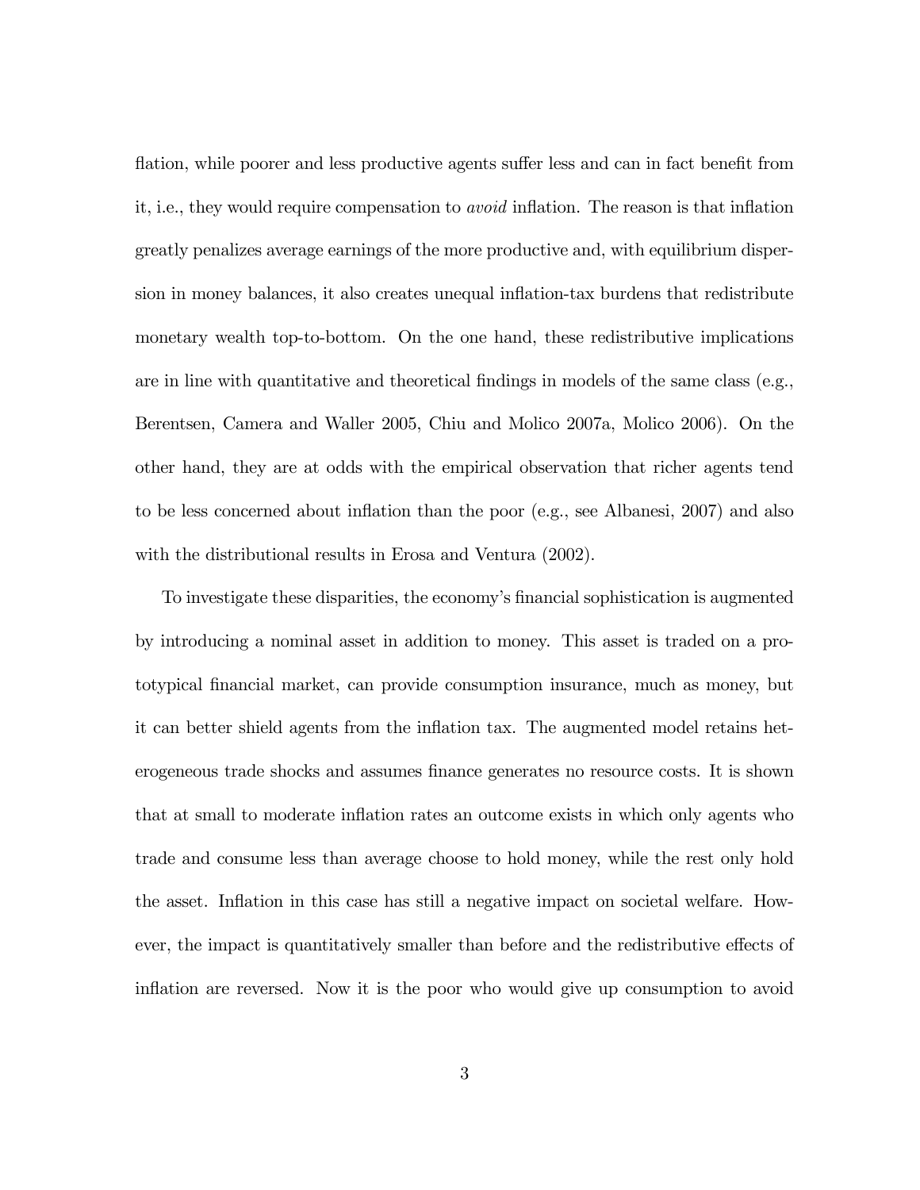flation, while poorer and less productive agents suffer less and can in fact benefit from it, i.e., they would require compensation to *avoid* inflation. The reason is that inflation greatly penalizes average earnings of the more productive and, with equilibrium dispersion in money balances, it also creates unequal inflation-tax burdens that redistribute monetary wealth top-to-bottom. On the one hand, these redistributive implications are in line with quantitative and theoretical findings in models of the same class (e.g., Berentsen, Camera and Waller 2005, Chiu and Molico 2007a, Molico 2006). On the other hand, they are at odds with the empirical observation that richer agents tend to be less concerned about inflation than the poor (e.g., see Albanesi, 2007) and also with the distributional results in Erosa and Ventura (2002).

To investigate these disparities, the economy's financial sophistication is augmented by introducing a nominal asset in addition to money. This asset is traded on a prototypical financial market, can provide consumption insurance, much as money, but it can better shield agents from the inflation tax. The augmented model retains heterogeneous trade shocks and assumes finance generates no resource costs. It is shown that at small to moderate inflation rates an outcome exists in which only agents who trade and consume less than average choose to hold money, while the rest only hold the asset. Inflation in this case has still a negative impact on societal welfare. However, the impact is quantitatively smaller than before and the redistributive effects of inflation are reversed. Now it is the poor who would give up consumption to avoid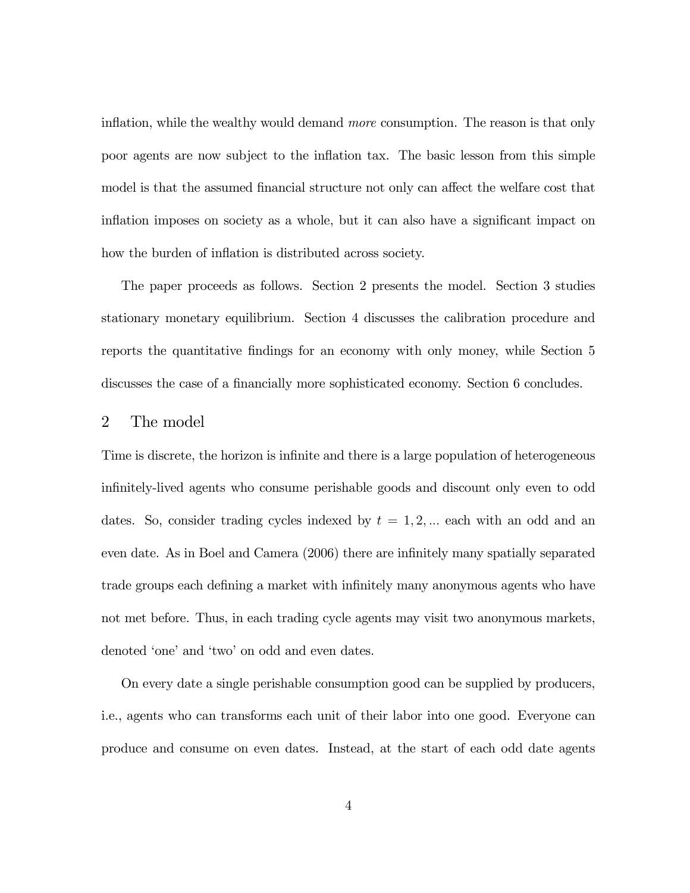inflation, while the wealthy would demand *more* consumption. The reason is that only poor agents are now subject to the inflation tax. The basic lesson from this simple model is that the assumed financial structure not only can affect the welfare cost that inflation imposes on society as a whole, but it can also have a significant impact on how the burden of inflation is distributed across society.

The paper proceeds as follows. Section 2 presents the model. Section 3 studies stationary monetary equilibrium. Section 4 discusses the calibration procedure and reports the quantitative findings for an economy with only money, while Section 5 discusses the case of a financially more sophisticated economy. Section 6 concludes.

## 2 The model

Time is discrete, the horizon is infinite and there is a large population of heterogeneous infinitely-lived agents who consume perishable goods and discount only even to odd dates. So, consider trading cycles indexed by $t = 1, 2, ...$ each with an odd and an even date. As in Boel and Camera (2006) there are infinitely many spatially separated trade groups each defining a market with infinitely many anonymous agents who have not met before. Thus, in each trading cycle agents may visit two anonymous markets, denoted 'one' and 'two' on odd and even dates.

On every date a single perishable consumption good can be supplied by producers, i.e., agents who can transforms each unit of their labor into one good. Everyone can produce and consume on even dates. Instead, at the start of each odd date agents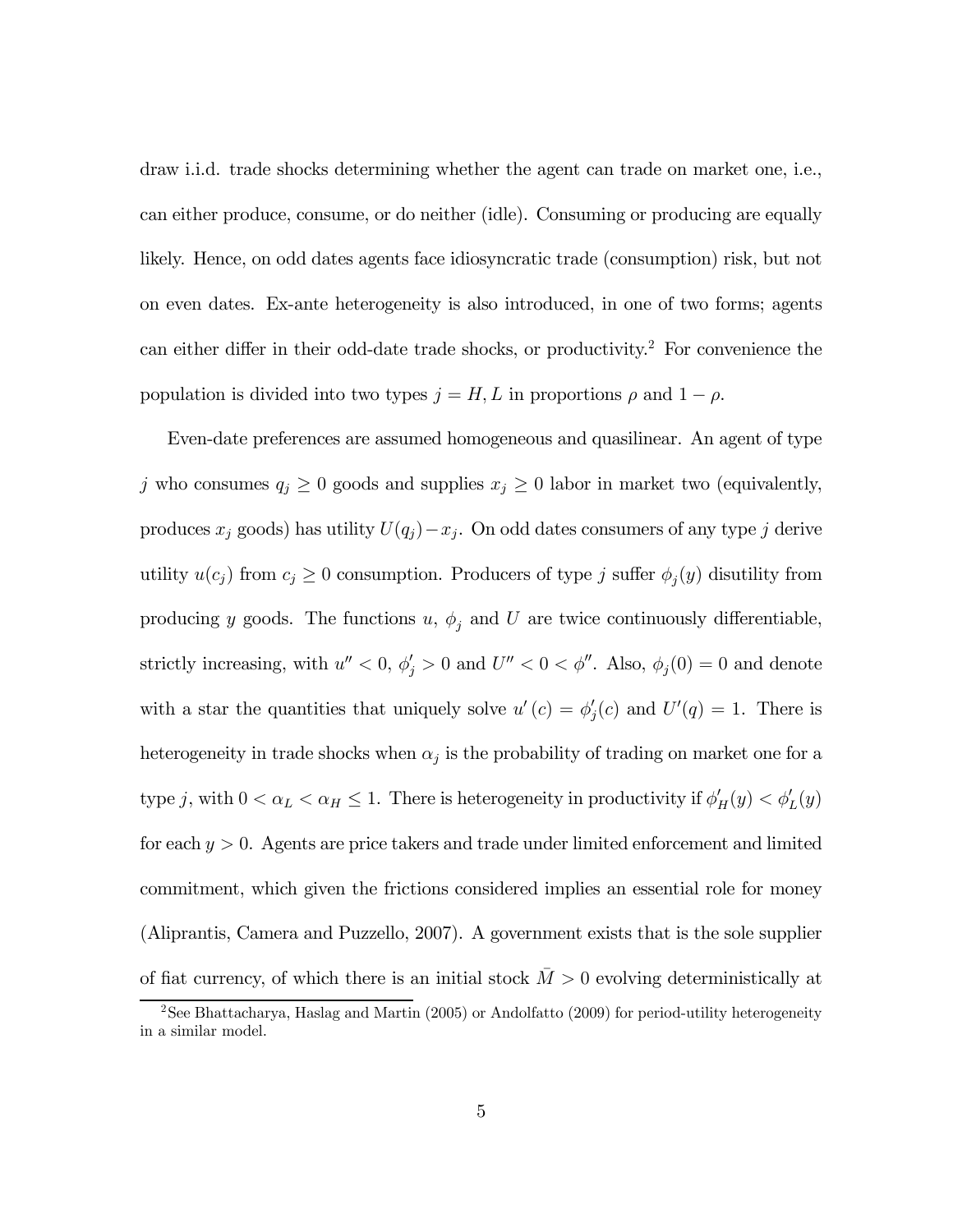draw i.i.d. trade shocks determining whether the agent can trade on market one, i.e., can either produce, consume, or do neither (idle). Consuming or producing are equally likely. Hence, on odd dates agents face idiosyncratic trade (consumption) risk, but not on even dates. Ex-ante heterogeneity is also introduced, in one of two forms; agents can either differ in their odd-date trade shocks, or productivity.[2] For convenience the population is divided into two types $j = H, L$ in proportions $\rho$ and $1 - \rho$.

Even-date preferences are assumed homogeneous and quasilinear. An agent of type $j$ who consumes $q_j \geq 0$ goods and supplies $x_j \geq 0$ labor in market two (equivalently, produces $x_j$ goods) has utility $U(q_j) - x_j$. On odd dates consumers of any type $j$ derive utility $u(c_j)$ from $c_j \geq 0$ consumption. Producers of type $j$ suffer $\phi_j(y)$ disutility from producing $y$ goods. The functions $u$, $\phi_j$ and $U$ are twice continuously differentiable, strictly increasing, with $u'' < 0$, $\phi_j' > 0$ and $U'' < 0 < \phi''$. Also, $\phi_j(0) = 0$ and denote with a star the quantities that uniquely solve $u'(c) = \phi_j'(c)$ and $U'(q) = 1$. There is heterogeneity in trade shocks when $\alpha_j$ is the probability of trading on market one for a type $j$, with $0 < \alpha_L < \alpha_H \leq 1$. There is heterogeneity in productivity if $\phi_H'(y) < \phi_L'(y)$ for each $y > 0$. Agents are price takers and trade under limited enforcement and limited commitment, which given the frictions considered implies an essential role for money (Aliprantis, Camera and Puzzello, 2007). A government exists that is the sole supplier of fiat currency, of which there is an initial stock $\bar{M} > 0$ evolving deterministically at

[2] See Bhattacharya, Haslag and Martin (2005) or Andolfatto (2009) for period-utility heterogeneity in a similar model.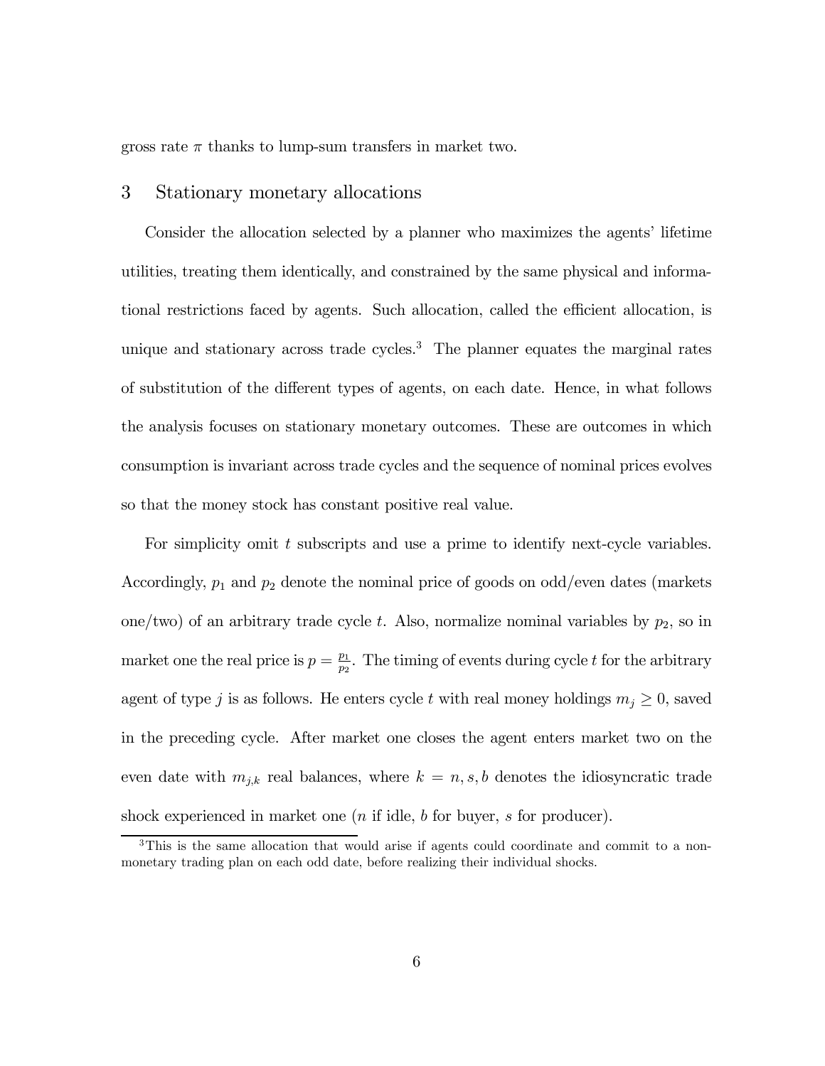gross rate $\pi$ thanks to lump-sum transfers in market two.

## 3 Stationary monetary allocations

Consider the allocation selected by a planner who maximizes the agents' lifetime utilities, treating them identically, and constrained by the same physical and informational restrictions faced by agents. Such allocation, called the efficient allocation, is unique and stationary across trade cycles.[3] The planner equates the marginal rates of substitution of the different types of agents, on each date. Hence, in what follows the analysis focuses on stationary monetary outcomes. These are outcomes in which consumption is invariant across trade cycles and the sequence of nominal prices evolves so that the money stock has constant positive real value.

For simplicity omit $t$ subscripts and use a prime to identify next-cycle variables. Accordingly, $p_1$ and $p_2$ denote the nominal price of goods on odd/even dates (markets one/two) of an arbitrary trade cycle $t$. Also, normalize nominal variables by $p_2$, so in market one the real price is $p = \frac{p_1}{p_2}$. The timing of events during cycle $t$ for the arbitrary agent of type $j$ is as follows. He enters cycle $t$ with real money holdings $m_j \geq 0$, saved in the preceding cycle. After market one closes the agent enters market two on the even date with $m_{j,k}$ real balances, where $k = n, s, b$ denotes the idiosyncratic trade shock experienced in market one ($n$ if idle, $b$ for buyer, $s$ for producer).

[3] This is the same allocation that would arise if agents could coordinate and commit to a non-monetary trading plan on each odd date, before realizing their individual shocks.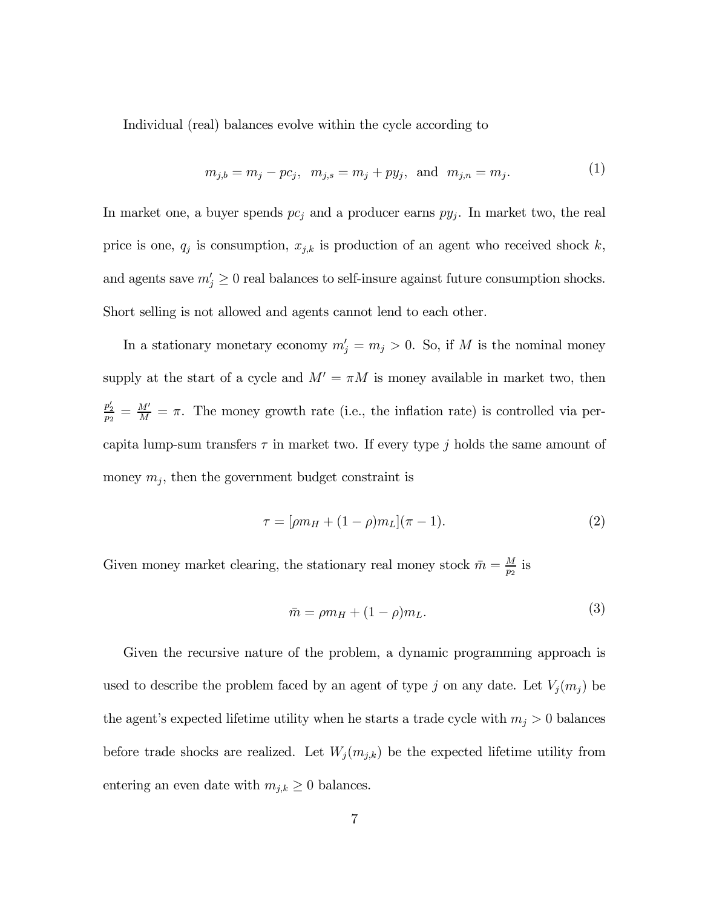Individual (real) balances evolve within the cycle according to

$$m_{j,b} = m_j - pc_j, \quad m_{j,s} = m_j + py_j, \quad \text{and} \quad m_{j,n} = m_j. \tag{1}$$

In market one, a buyer spends $pc_j$ and a producer earns $py_j$. In market two, the real price is one, $q_j$ is consumption, $x_{j,k}$ is production of an agent who received shock $k$, and agents save $m'_j \geq 0$ real balances to self-insure against future consumption shocks. Short selling is not allowed and agents cannot lend to each other.

In a stationary monetary economy $m'_j = m_j > 0$. So, if $M$ is the nominal money supply at the start of a cycle and $M' = \pi M$ is money available in market two, then $\frac{p'_2}{p_2} = \frac{M'}{M} = \pi$. The money growth rate (i.e., the inflation rate) is controlled via per-capita lump-sum transfers $\tau$ in market two. If every type $j$ holds the same amount of money $m_j$, then the government budget constraint is

$$\tau = [\rho m_H + (1 - \rho) m_L](\pi - 1). \tag{2}$$

Given money market clearing, the stationary real money stock $\bar{m} = \frac{M}{p_2}$ is

$$\bar{m} = \rho m_H + (1 - \rho) m_L. \tag{3}$$

Given the recursive nature of the problem, a dynamic programming approach is used to describe the problem faced by an agent of type $j$ on any date. Let $V_j(m_j)$ be the agent's expected lifetime utility when he starts a trade cycle with $m_j > 0$ balances before trade shocks are realized. Let $W_j(m_{j,k})$ be the expected lifetime utility from entering an even date with $m_{j,k} \geq 0$ balances.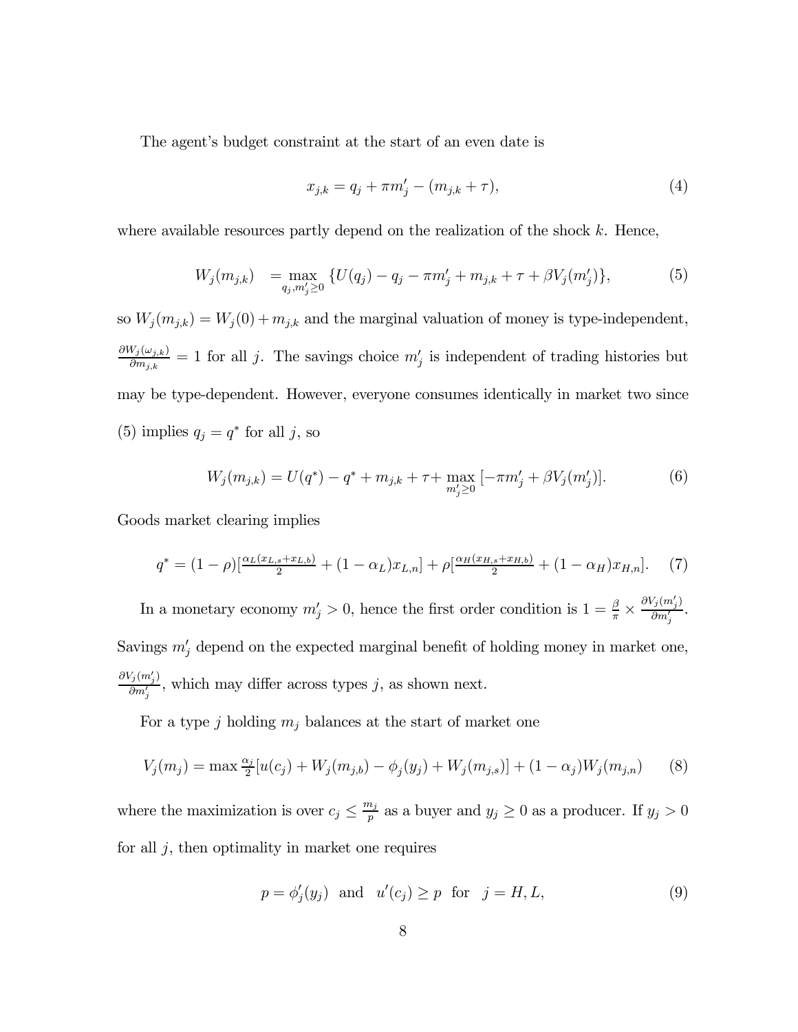The agent's budget constraint at the start of an even date is

$$x_{j,k} = q_j + \pi m_j' - (m_{j,k} + \tau), \tag{4}$$

where available resources partly depend on the realization of the shock $k$. Hence,

$$W_j(m_{j,k}) \quad = \max_{q_j, m_j' \geq 0} \{U(q_j) - q_j - \pi m_j' + m_{j,k} + \tau + \beta V_j(m_j')\}, \tag{5}$$

so $W_j(m_{j,k}) = W_j(0) + m_{j,k}$ and the marginal valuation of money is type-independent, $\frac{\partial W_j(\omega_{j,k})}{\partial m_{j,k}} = 1$ for all $j$. The savings choice $m_j'$ is independent of trading histories but may be type-dependent. However, everyone consumes identically in market two since (5) implies $q_j = q^*$ for all $j$, so

$$W_j(m_{j,k}) = U(q^*) - q^* + m_{j,k} + \tau + \max_{m_j' \geq 0} [-\pi m_j' + \beta V_j(m_j')]. \tag{6}$$

Goods market clearing implies

$$q^* = (1-\rho)[\tfrac{\alpha_L(x_{L,s}+x_{L,b})}{2} + (1-\alpha_L)x_{L,n}] + \rho[\tfrac{\alpha_H(x_{H,s}+x_{H,b})}{2} + (1-\alpha_H)x_{H,n}]. \tag{7}$$

In a monetary economy $m_j' > 0$, hence the first order condition is $1 = \frac{\beta}{\pi} \times \frac{\partial V_j(m_j')}{\partial m_j'}$. Savings $m_j'$ depend on the expected marginal benefit of holding money in market one, $\frac{\partial V_j(m_j')}{\partial m_j'}$, which may differ across types $j$, as shown next.

For a type $j$ holding $m_j$ balances at the start of market one

$$V_j(m_j) = \max \tfrac{\alpha_j}{2}[u(c_j) + W_j(m_{j,b}) - \phi_j(y_j) + W_j(m_{j,s})] + (1-\alpha_j)W_j(m_{j,n}) \tag{8}$$

where the maximization is over $c_j \leq \frac{m_j}{p}$ as a buyer and $y_j \geq 0$ as a producer. If $y_j > 0$ for all $j$, then optimality in market one requires

$$p = \phi_j'(y_j) \quad \text{and} \quad u'(c_j) \geq p \quad \text{for} \quad j = H, L, \tag{9}$$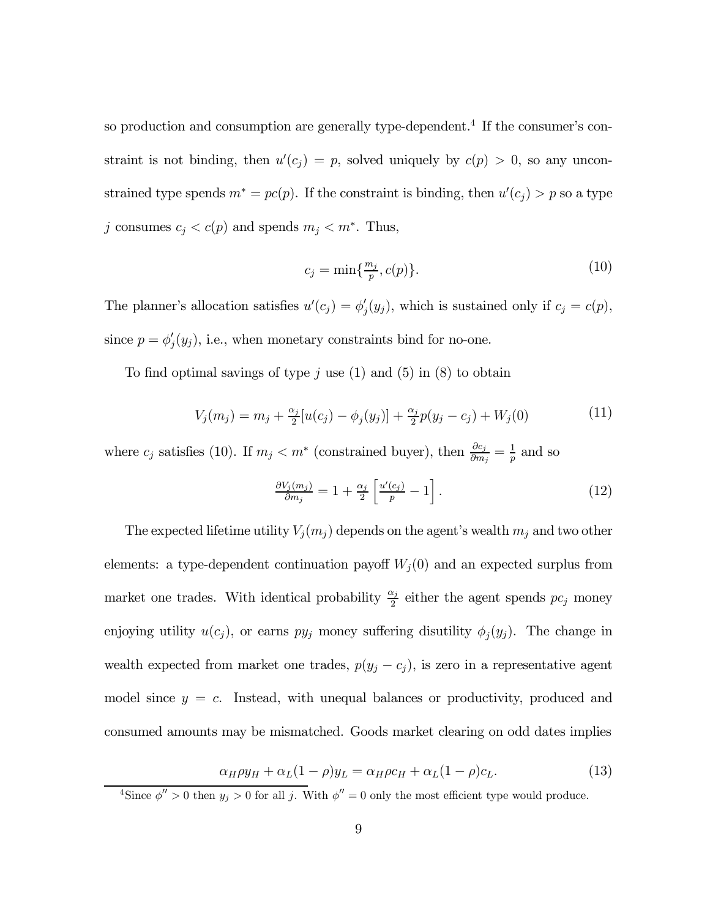so production and consumption are generally type-dependent.[4] If the consumer's constraint is not binding, then $u'(c_j) = p$, solved uniquely by $c(p) > 0$, so any unconstrained type spends $m^* = pc(p)$. If the constraint is binding, then $u'(c_j) > p$ so a type $j$ consumes $c_j < c(p)$ and spends $m_j < m^*$. Thus,

$$c_j = \min\{\tfrac{m_j}{p}, c(p)\}. \tag{10}$$

The planner's allocation satisfies $u'(c_j) = \phi_j'(y_j)$, which is sustained only if $c_j = c(p)$, since $p = \phi_j'(y_j)$, i.e., when monetary constraints bind for no-one.

To find optimal savings of type $j$ use (1) and (5) in (8) to obtain

$$V_j(m_j) = m_j + \tfrac{\alpha_j}{2}[u(c_j) - \phi_j(y_j)] + \tfrac{\alpha_j}{2}p(y_j - c_j) + W_j(0) \tag{11}$$

where $c_j$ satisfies (10). If $m_j < m^*$ (constrained buyer), then $\frac{\partial c_j}{\partial m_j} = \frac{1}{p}$ and so

$$\tfrac{\partial V_j(m_j)}{\partial m_j} = 1 + \tfrac{\alpha_j}{2}\left[\tfrac{u'(c_j)}{p} - 1\right]. \tag{12}$$

The expected lifetime utility $V_j(m_j)$ depends on the agent's wealth $m_j$ and two other elements: a type-dependent continuation payoff $W_j(0)$ and an expected surplus from market one trades. With identical probability $\frac{\alpha_j}{2}$ either the agent spends $pc_j$ money enjoying utility $u(c_j)$, or earns $py_j$ money suffering disutility $\phi_j(y_j)$. The change in wealth expected from market one trades, $p(y_j - c_j)$, is zero in a representative agent model since $y = c$. Instead, with unequal balances or productivity, produced and consumed amounts may be mismatched. Goods market clearing on odd dates implies

$$\alpha_H \rho y_H + \alpha_L(1-\rho)y_L = \alpha_H \rho c_H + \alpha_L(1-\rho)c_L. \tag{13}$$

[4] Since $\phi'' > 0$ then $y_j > 0$ for all $j$. With $\phi'' = 0$ only the most efficient type would produce.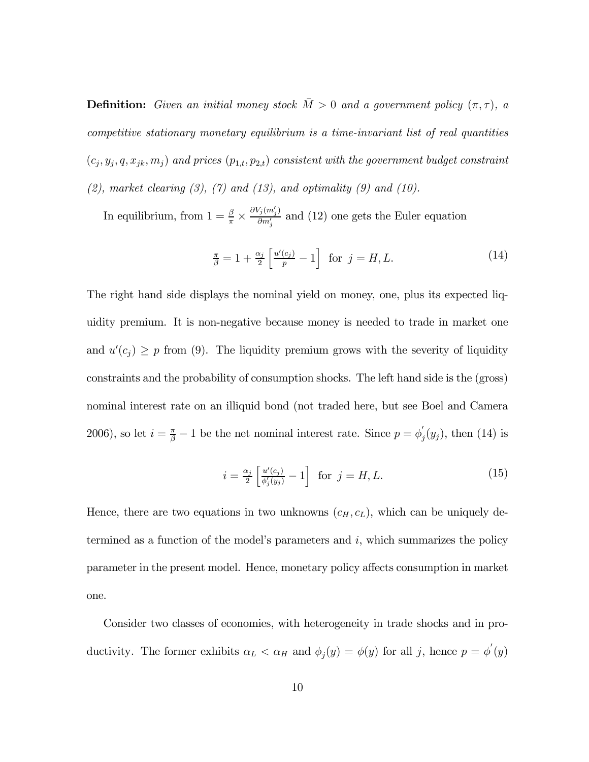**Definition:** *Given an initial money stock $\bar{M} > 0$ and a government policy $(\pi, \tau)$, a competitive stationary monetary equilibrium is a time-invariant list of real quantities $(c_j, y_j, q, x_{jk}, m_j)$ and prices $(p_{1,t}, p_{2,t})$ consistent with the government budget constraint (2), market clearing (3), (7) and (13), and optimality (9) and (10).*

In equilibrium, from $1 = \frac{\beta}{\pi} \times \frac{\partial V_j(m_j')}{\partial m_j'}$ and (12) one gets the Euler equation

$$\frac{\pi}{\beta} = 1 + \frac{\alpha_j}{2}\left[\frac{u'(c_j)}{p} - 1\right] \text{ for } j = H, L. \tag{14}$$

The right hand side displays the nominal yield on money, one, plus its expected liquidity premium. It is non-negative because money is needed to trade in market one and $u'(c_j) \geq p$ from (9). The liquidity premium grows with the severity of liquidity constraints and the probability of consumption shocks. The left hand side is the (gross) nominal interest rate on an illiquid bond (not traded here, but see Boel and Camera 2006), so let $i = \frac{\pi}{\beta} - 1$ be the net nominal interest rate. Since $p = \phi_j'(y_j)$, then (14) is

$$i = \frac{\alpha_j}{2}\left[\frac{u'(c_j)}{\phi_j'(y_j)} - 1\right] \text{ for } j = H, L. \tag{15}$$

Hence, there are two equations in two unknowns $(c_H, c_L)$, which can be uniquely determined as a function of the model's parameters and $i$, which summarizes the policy parameter in the present model. Hence, monetary policy affects consumption in market one.

Consider two classes of economies, with heterogeneity in trade shocks and in productivity. The former exhibits $\alpha_L < \alpha_H$ and $\phi_j(y) = \phi(y)$ for all $j$, hence $p = \phi'(y)$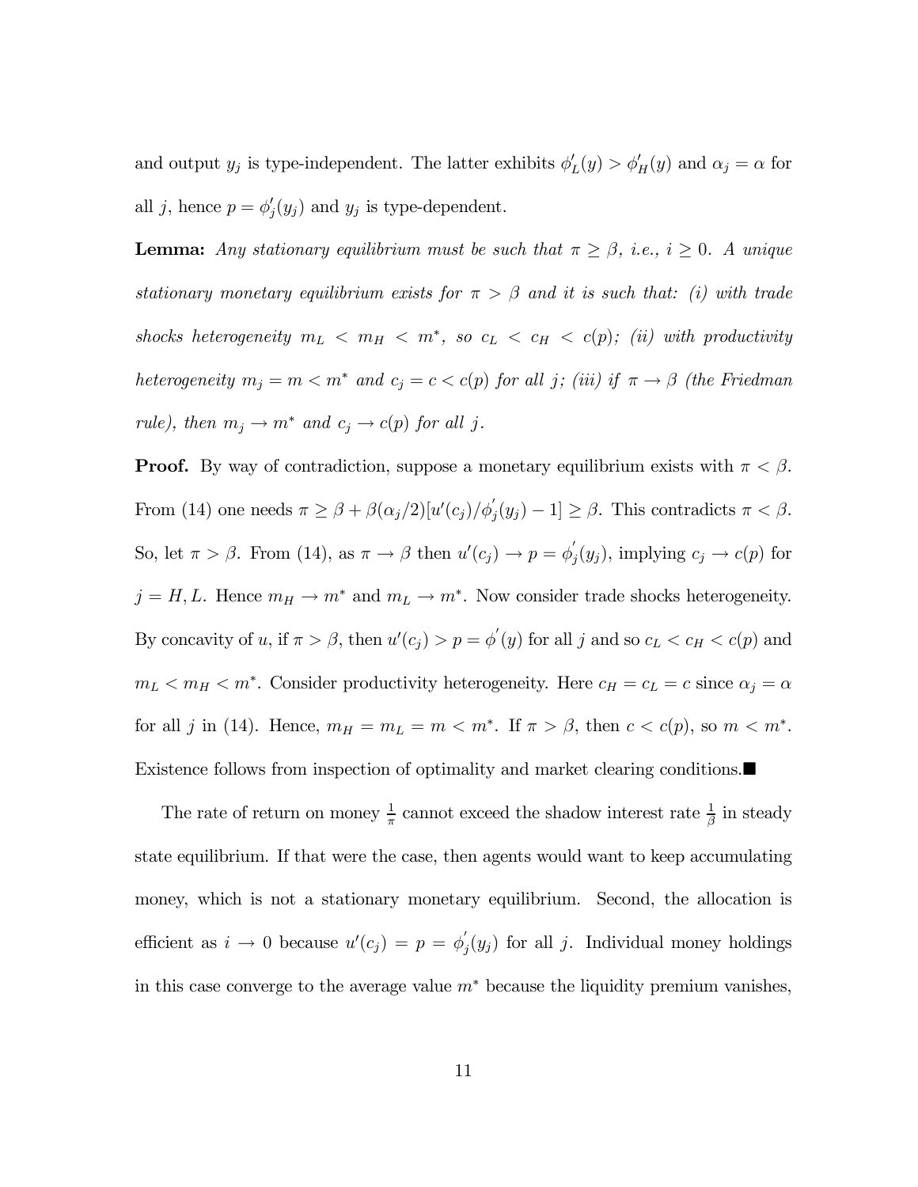and output $y_j$ is type-independent. The latter exhibits $\phi_L'(y) > \phi_H'(y)$ and $\alpha_j = \alpha$ for all $j$, hence $p = \phi_j'(y_j)$ and $y_j$ is type-dependent.

**Lemma:** *Any stationary equilibrium must be such that $\pi \geq \beta$, i.e., $i \geq 0$. A unique stationary monetary equilibrium exists for $\pi > \beta$ and it is such that: (i) with trade shocks heterogeneity $m_L < m_H < m^*$, so $c_L < c_H < c(p)$; (ii) with productivity heterogeneity $m_j = m < m^*$ and $c_j = c < c(p)$ for all $j$; (iii) if $\pi \to \beta$ (the Friedman rule), then $m_j \to m^*$ and $c_j \to c(p)$ for all $j$.*

**Proof.** By way of contradiction, suppose a monetary equilibrium exists with $\pi < \beta$. From (14) one needs $\pi \geq \beta + \beta(\alpha_j/2)[u'(c_j)/\phi_j'(y_j) - 1] \geq \beta$. This contradicts $\pi < \beta$. So, let $\pi > \beta$. From (14), as $\pi \to \beta$ then $u'(c_j) \to p = \phi_j'(y_j)$, implying $c_j \to c(p)$ for $j = H, L$. Hence $m_H \to m^*$ and $m_L \to m^*$. Now consider trade shocks heterogeneity. By concavity of $u$, if $\pi > \beta$, then $u'(c_j) > p = \phi'(y)$ for all $j$ and so $c_L < c_H < c(p)$ and $m_L < m_H < m^*$. Consider productivity heterogeneity. Here $c_H = c_L = c$ since $\alpha_j = \alpha$ for all $j$ in (14). Hence, $m_H = m_L = m < m^*$. If $\pi > \beta$, then $c < c(p)$, so $m < m^*$. Existence follows from inspection of optimality and market clearing conditions.■

The rate of return on money $\frac{1}{\pi}$ cannot exceed the shadow interest rate $\frac{1}{\beta}$ in steady state equilibrium. If that were the case, then agents would want to keep accumulating money, which is not a stationary monetary equilibrium. Second, the allocation is efficient as $i \to 0$ because $u'(c_j) = p = \phi_j'(y_j)$ for all $j$. Individual money holdings in this case converge to the average value $m^*$ because the liquidity premium vanishes,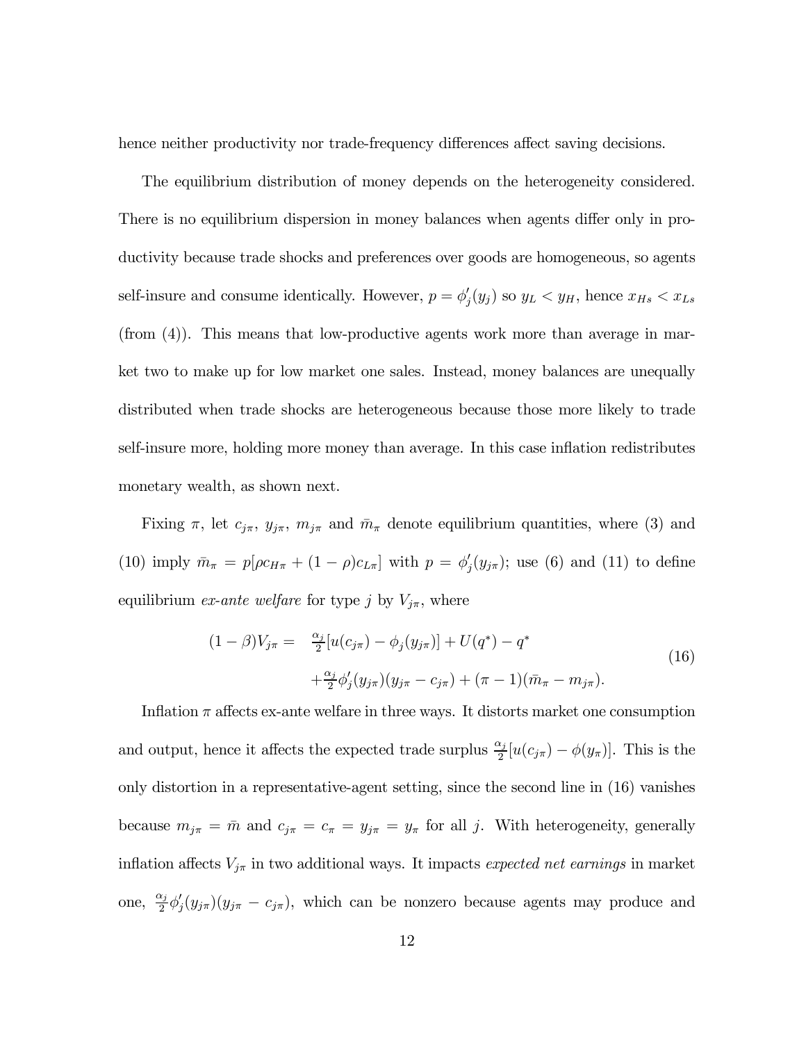hence neither productivity nor trade-frequency differences affect saving decisions.

The equilibrium distribution of money depends on the heterogeneity considered. There is no equilibrium dispersion in money balances when agents differ only in productivity because trade shocks and preferences over goods are homogeneous, so agents self-insure and consume identically. However, $p = \phi'_j(y_j)$ so $y_L < y_H$, hence $x_{Hs} < x_{Ls}$ (from (4)). This means that low-productive agents work more than average in market two to make up for low market one sales. Instead, money balances are unequally distributed when trade shocks are heterogeneous because those more likely to trade self-insure more, holding more money than average. In this case inflation redistributes monetary wealth, as shown next.

Fixing $\pi$, let $c_{j\pi}$, $y_{j\pi}$, $m_{j\pi}$ and $\bar{m}_\pi$ denote equilibrium quantities, where (3) and (10) imply $\bar{m}_\pi = p[\rho c_{H\pi} + (1-\rho)c_{L\pi}]$ with $p = \phi'_j(y_{j\pi})$; use (6) and (11) to define equilibrium *ex-ante welfare* for type $j$ by $V_{j\pi}$, where

$$
\begin{aligned}
(1-\beta)V_{j\pi} = \quad & \tfrac{\alpha_j}{2}[u(c_{j\pi}) - \phi_j(y_{j\pi})] + U(q^*) - q^* \\
& + \tfrac{\alpha_j}{2}\phi'_j(y_{j\pi})(y_{j\pi} - c_{j\pi}) + (\pi - 1)(\bar{m}_\pi - m_{j\pi}).
\end{aligned} \tag{16}
$$

Inflation $\pi$ affects ex-ante welfare in three ways. It distorts market one consumption and output, hence it affects the expected trade surplus $\frac{\alpha_j}{2}[u(c_{j\pi}) - \phi(y_\pi)]$. This is the only distortion in a representative-agent setting, since the second line in (16) vanishes because $m_{j\pi} = \bar{m}$ and $c_{j\pi} = c_\pi = y_{j\pi} = y_\pi$ for all $j$. With heterogeneity, generally inflation affects $V_{j\pi}$ in two additional ways. It impacts *expected net earnings* in market one, $\frac{\alpha_j}{2}\phi'_j(y_{j\pi})(y_{j\pi} - c_{j\pi})$, which can be nonzero because agents may produce and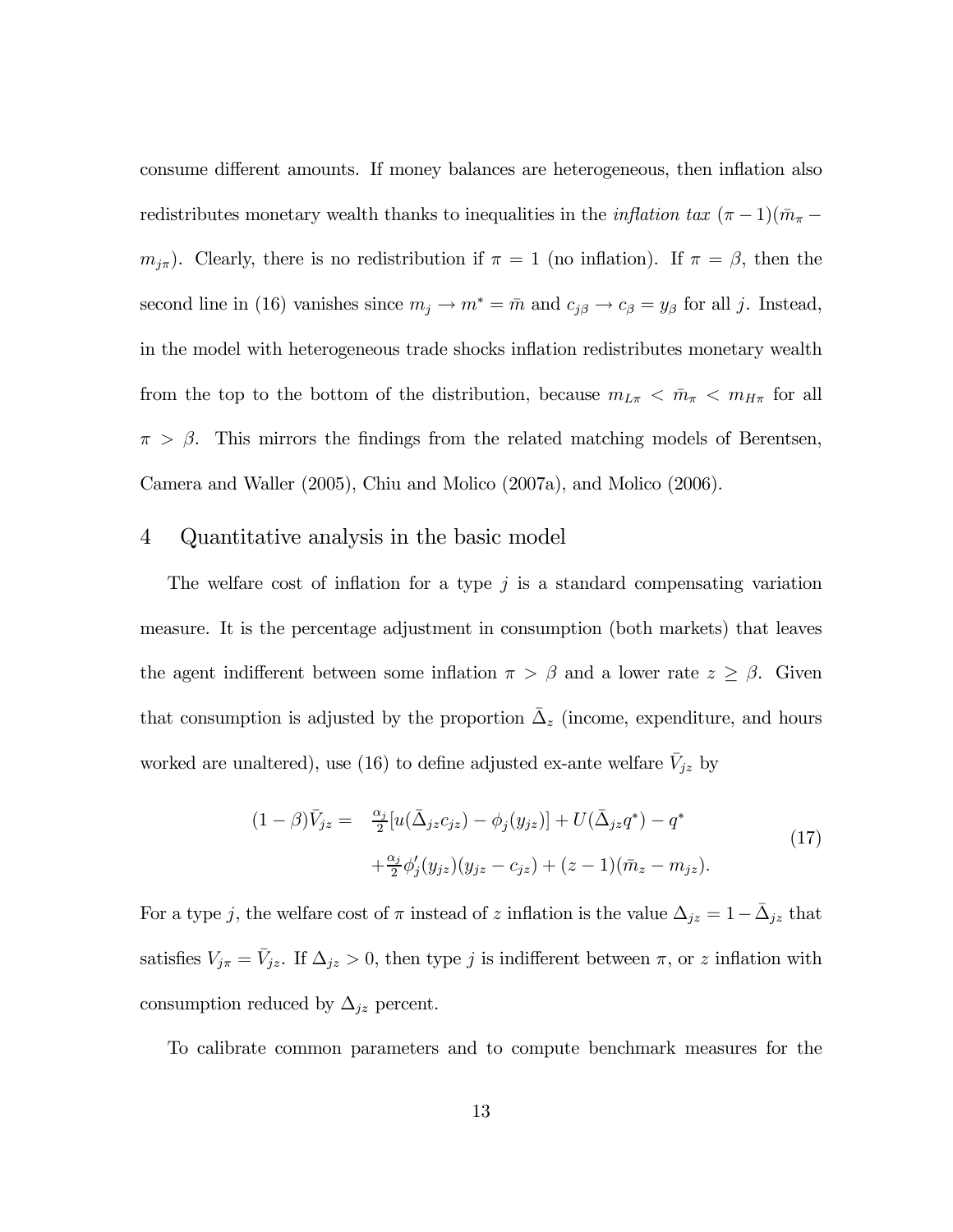consume different amounts. If money balances are heterogeneous, then inflation also redistributes monetary wealth thanks to inequalities in the *inflation tax* $(\pi - 1)(\bar{m}_\pi - m_{j\pi})$. Clearly, there is no redistribution if $\pi = 1$ (no inflation). If $\pi = \beta$, then the second line in (16) vanishes since $m_j \to m^* = \bar{m}$ and $c_{j\beta} \to c_\beta = y_\beta$ for all $j$. Instead, in the model with heterogeneous trade shocks inflation redistributes monetary wealth from the top to the bottom of the distribution, because $m_{L\pi} < \bar{m}_\pi < m_{H\pi}$ for all $\pi > \beta$. This mirrors the findings from the related matching models of Berentsen, Camera and Waller (2005), Chiu and Molico (2007a), and Molico (2006).

## 4 Quantitative analysis in the basic model

The welfare cost of inflation for a type $j$ is a standard compensating variation measure. It is the percentage adjustment in consumption (both markets) that leaves the agent indifferent between some inflation $\pi > \beta$ and a lower rate $z \geq \beta$. Given that consumption is adjusted by the proportion $\bar{\Delta}_z$ (income, expenditure, and hours worked are unaltered), use (16) to define adjusted ex-ante welfare $\bar{V}_{jz}$ by

$$
\begin{aligned}
(1-\beta)\bar{V}_{jz} = \; & \tfrac{\alpha_j}{2}[u(\bar{\Delta}_{jz} c_{jz}) - \phi_j(y_{jz})] + U(\bar{\Delta}_{jz} q^*) - q^* \\
& + \tfrac{\alpha_j}{2}\phi_j'(y_{jz})(y_{jz} - c_{jz}) + (z-1)(\bar{m}_z - m_{jz}).
\end{aligned}
\tag{17}
$$

For a type $j$, the welfare cost of $\pi$ instead of $z$ inflation is the value $\Delta_{jz} = 1 - \bar{\Delta}_{jz}$ that satisfies $V_{j\pi} = \bar{V}_{jz}$. If $\Delta_{jz} > 0$, then type $j$ is indifferent between $\pi$, or $z$ inflation with consumption reduced by $\Delta_{jz}$ percent.

To calibrate common parameters and to compute benchmark measures for the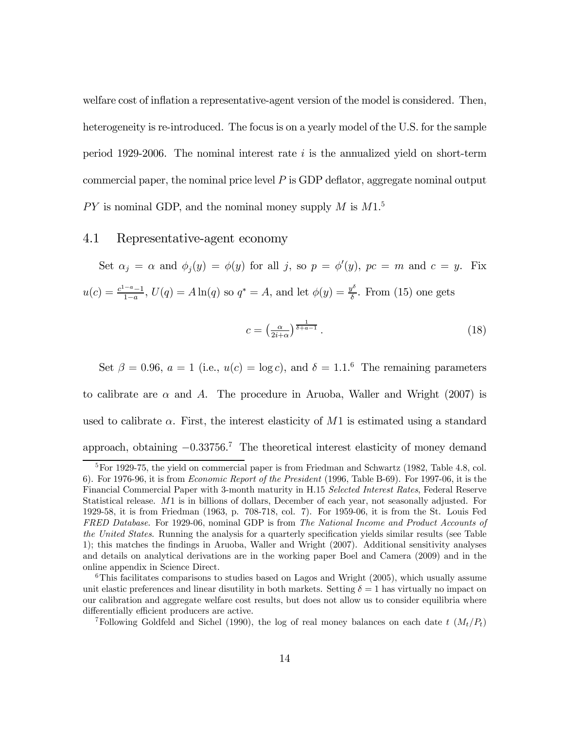welfare cost of inflation a representative-agent version of the model is considered. Then, heterogeneity is re-introduced. The focus is on a yearly model of the U.S. for the sample period 1929-2006. The nominal interest rate $i$ is the annualized yield on short-term commercial paper, the nominal price level $P$ is GDP deflator, aggregate nominal output $PY$ is nominal GDP, and the nominal money supply $M$ is $M1$.[5]

## 4.1 Representative-agent economy

Set $\alpha_j = \alpha$ and $\phi_j(y) = \phi(y)$ for all $j$, so $p = \phi'(y)$, $pc = m$ and $c = y$. Fix $u(c) = \frac{c^{1-a}-1}{1-a}$, $U(q) = A\ln(q)$ so $q^* = A$, and let $\phi(y) = \frac{y^\delta}{\delta}$. From (15) one gets

$$c = \left(\tfrac{\alpha}{2i+\alpha}\right)^{\frac{1}{\delta+a-1}}. \tag{18}$$

Set $\beta = 0.96$, $a = 1$ (i.e., $u(c) = \log c$), and $\delta = 1.1$.[6] The remaining parameters to calibrate are $\alpha$ and $A$. The procedure in Aruoba, Waller and Wright (2007) is used to calibrate $\alpha$. First, the interest elasticity of $M1$ is estimated using a standard approach, obtaining $-0.33756$.[7] The theoretical interest elasticity of money demand

---

[5] For 1929-75, the yield on commercial paper is from Friedman and Schwartz (1982, Table 4.8, col. 6). For 1976-96, it is from *Economic Report of the President* (1996, Table B-69). For 1997-06, it is the Financial Commercial Paper with 3-month maturity in H.15 *Selected Interest Rates*, Federal Reserve Statistical release. $M1$ is in billions of dollars, December of each year, not seasonally adjusted. For 1929-58, it is from Friedman (1963, p. 708-718, col. 7). For 1959-06, it is from the St. Louis Fed *FRED Database*. For 1929-06, nominal GDP is from *The National Income and Product Accounts of the United States*. Running the analysis for a quarterly specification yields similar results (see Table 1); this matches the findings in Aruoba, Waller and Wright (2007). Additional sensitivity analyses and details on analytical derivations are in the working paper Boel and Camera (2009) and in the online appendix in Science Direct.

[6] This facilitates comparisons to studies based on Lagos and Wright (2005), which usually assume unit elastic preferences and linear disutility in both markets. Setting $\delta = 1$ has virtually no impact on our calibration and aggregate welfare cost results, but does not allow us to consider equilibria where differentially efficient producers are active.

[7] Following Goldfeld and Sichel (1990), the log of real money balances on each date $t$ ($M_t/P_t$)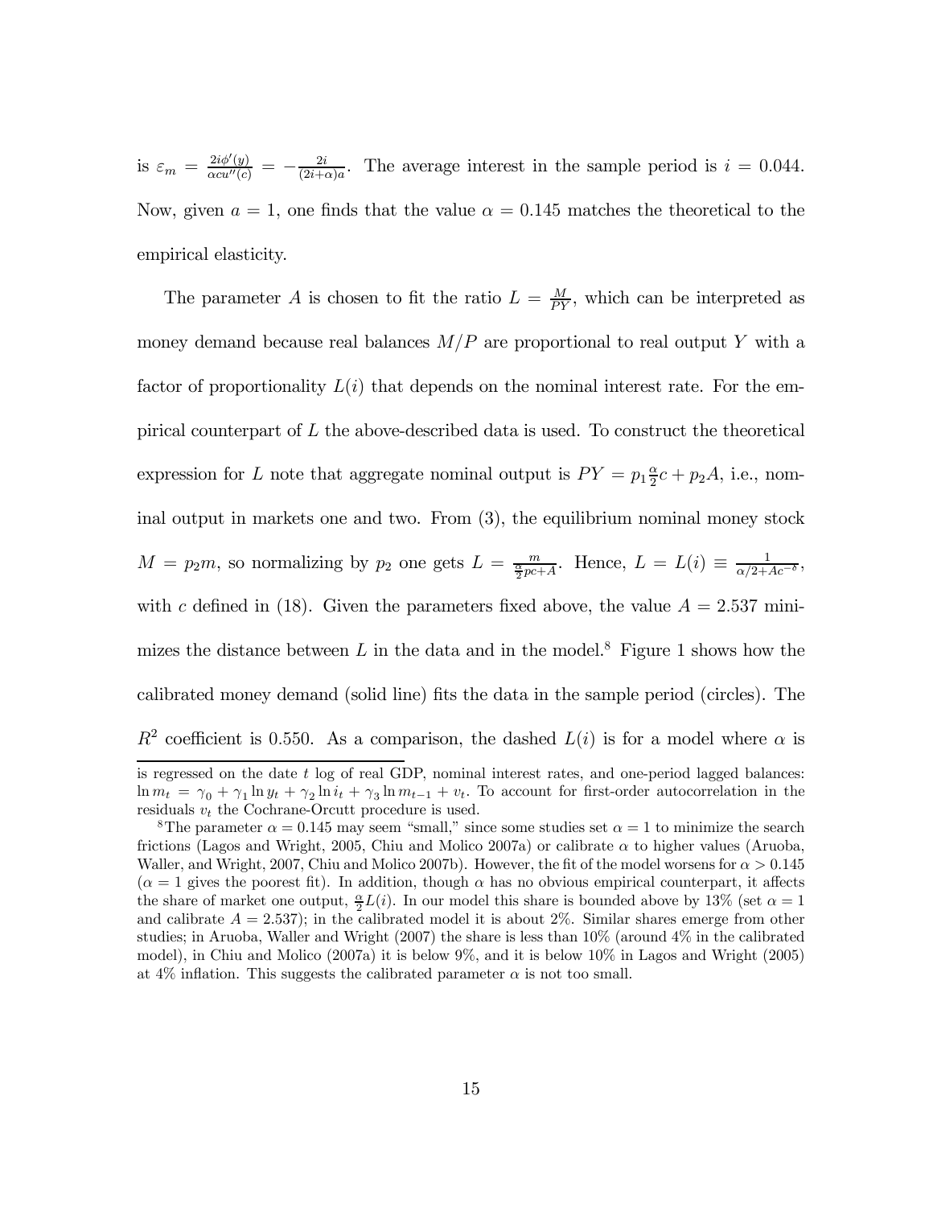is $\varepsilon_m = \frac{2i\phi'(y)}{\alpha c u''(c)} = -\frac{2i}{(2i+\alpha)a}$. The average interest in the sample period is $i = 0.044$. Now, given $a = 1$, one finds that the value $\alpha = 0.145$ matches the theoretical to the empirical elasticity.

The parameter $A$ is chosen to fit the ratio $L = \frac{M}{PY}$, which can be interpreted as money demand because real balances $M/P$ are proportional to real output $Y$ with a factor of proportionality $L(i)$ that depends on the nominal interest rate. For the empirical counterpart of $L$ the above-described data is used. To construct the theoretical expression for $L$ note that aggregate nominal output is $PY = p_1 \frac{\alpha}{2} c + p_2 A$, i.e., nominal output in markets one and two. From (3), the equilibrium nominal money stock $M = p_2 m$, so normalizing by $p_2$ one gets $L = \frac{m}{\frac{\alpha}{2} pc + A}$. Hence, $L = L(i) \equiv \frac{1}{\alpha/2 + Ac^{-\delta}}$, with $c$ defined in (18). Given the parameters fixed above, the value $A = 2.537$ minimizes the distance between $L$ in the data and in the model.[8] Figure 1 shows how the calibrated money demand (solid line) fits the data in the sample period (circles). The $R^2$ coefficient is 0.550. As a comparison, the dashed $L(i)$ is for a model where $\alpha$ is

is regressed on the date $t$ log of real GDP, nominal interest rates, and one-period lagged balances: $\ln m_t = \gamma_0 + \gamma_1 \ln y_t + \gamma_2 \ln i_t + \gamma_3 \ln m_{t-1} + v_t$. To account for first-order autocorrelation in the residuals $v_t$ the Cochrane-Orcutt procedure is used.

[8] The parameter $\alpha = 0.145$ may seem "small," since some studies set $\alpha = 1$ to minimize the search frictions (Lagos and Wright, 2005, Chiu and Molico 2007a) or calibrate $\alpha$ to higher values (Aruoba, Waller, and Wright, 2007, Chiu and Molico 2007b). However, the fit of the model worsens for $\alpha > 0.145$ ($\alpha = 1$ gives the poorest fit). In addition, though $\alpha$ has no obvious empirical counterpart, it affects the share of market one output, $\frac{\alpha}{2} L(i)$. In our model this share is bounded above by 13% (set $\alpha = 1$ and calibrate $A = 2.537$); in the calibrated model it is about 2%. Similar shares emerge from other studies; in Aruoba, Waller and Wright (2007) the share is less than 10% (around 4% in the calibrated model), in Chiu and Molico (2007a) it is below 9%, and it is below 10% in Lagos and Wright (2005) at 4% inflation. This suggests the calibrated parameter $\alpha$ is not too small.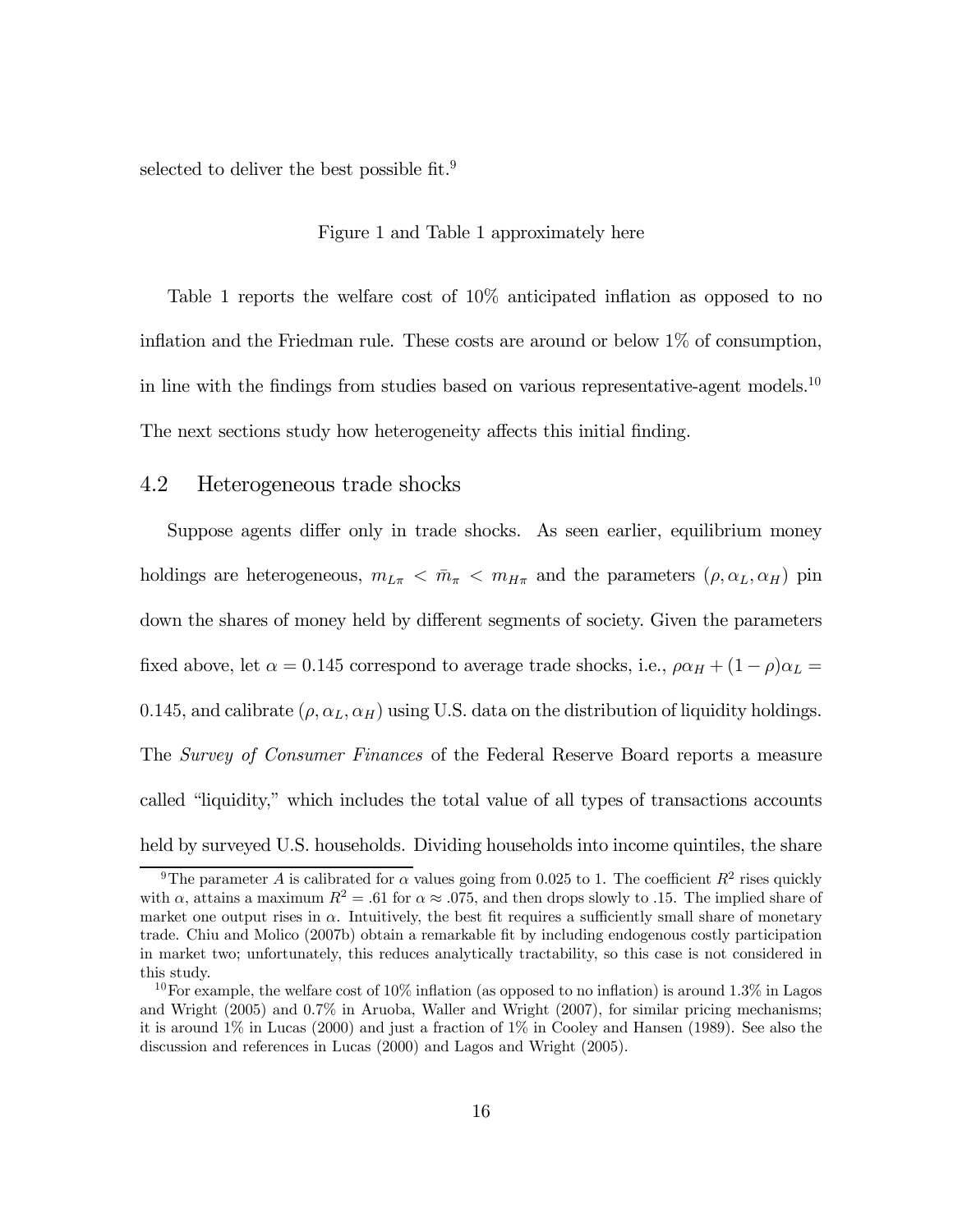selected to deliver the best possible fit.[9]

Figure 1 and Table 1 approximately here

Table 1 reports the welfare cost of 10% anticipated inflation as opposed to no inflation and the Friedman rule. These costs are around or below 1% of consumption, in line with the findings from studies based on various representative-agent models.[10] The next sections study how heterogeneity affects this initial finding.

## 4.2 Heterogeneous trade shocks

Suppose agents differ only in trade shocks. As seen earlier, equilibrium money holdings are heterogeneous, $m_{L\pi} < \bar{m}_{\pi} < m_{H\pi}$ and the parameters $(\rho, \alpha_L, \alpha_H)$ pin down the shares of money held by different segments of society. Given the parameters fixed above, let $\alpha = 0.145$ correspond to average trade shocks, i.e., $\rho\alpha_H + (1-\rho)\alpha_L = 0.145$, and calibrate $(\rho, \alpha_L, \alpha_H)$ using U.S. data on the distribution of liquidity holdings. The *Survey of Consumer Finances* of the Federal Reserve Board reports a measure called "liquidity," which includes the total value of all types of transactions accounts held by surveyed U.S. households. Dividing households into income quintiles, the share

---

[9] The parameter $A$ is calibrated for $\alpha$ values going from 0.025 to 1. The coefficient $R^2$ rises quickly with $\alpha$, attains a maximum $R^2 = .61$ for $\alpha \approx .075$, and then drops slowly to .15. The implied share of market one output rises in $\alpha$. Intuitively, the best fit requires a sufficiently small share of monetary trade. Chiu and Molico (2007b) obtain a remarkable fit by including endogenous costly participation in market two; unfortunately, this reduces analytically tractability, so this case is not considered in this study.

[10] For example, the welfare cost of 10% inflation (as opposed to no inflation) is around 1.3% in Lagos and Wright (2005) and 0.7% in Aruoba, Waller and Wright (2007), for similar pricing mechanisms; it is around 1% in Lucas (2000) and just a fraction of 1% in Cooley and Hansen (1989). See also the discussion and references in Lucas (2000) and Lagos and Wright (2005).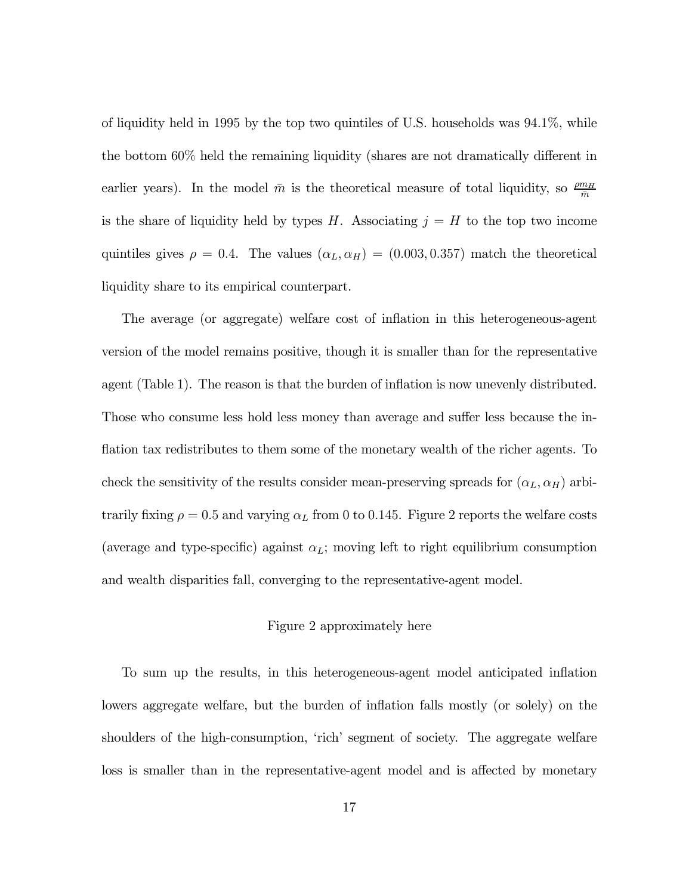of liquidity held in 1995 by the top two quintiles of U.S. households was 94.1%, while the bottom 60% held the remaining liquidity (shares are not dramatically different in earlier years). In the model $\bar{m}$ is the theoretical measure of total liquidity, so $\frac{\rho m_H}{\bar{m}}$ is the share of liquidity held by types $H$. Associating $j = H$ to the top two income quintiles gives $\rho = 0.4$. The values $(\alpha_L, \alpha_H) = (0.003, 0.357)$ match the theoretical liquidity share to its empirical counterpart.

The average (or aggregate) welfare cost of inflation in this heterogeneous-agent version of the model remains positive, though it is smaller than for the representative agent (Table 1). The reason is that the burden of inflation is now unevenly distributed. Those who consume less hold less money than average and suffer less because the inflation tax redistributes to them some of the monetary wealth of the richer agents. To check the sensitivity of the results consider mean-preserving spreads for $(\alpha_L, \alpha_H)$ arbitrarily fixing $\rho = 0.5$ and varying $\alpha_L$ from 0 to 0.145. Figure 2 reports the welfare costs (average and type-specific) against $\alpha_L$; moving left to right equilibrium consumption and wealth disparities fall, converging to the representative-agent model.

Figure 2 approximately here

To sum up the results, in this heterogeneous-agent model anticipated inflation lowers aggregate welfare, but the burden of inflation falls mostly (or solely) on the shoulders of the high-consumption, 'rich' segment of society. The aggregate welfare loss is smaller than in the representative-agent model and is affected by monetary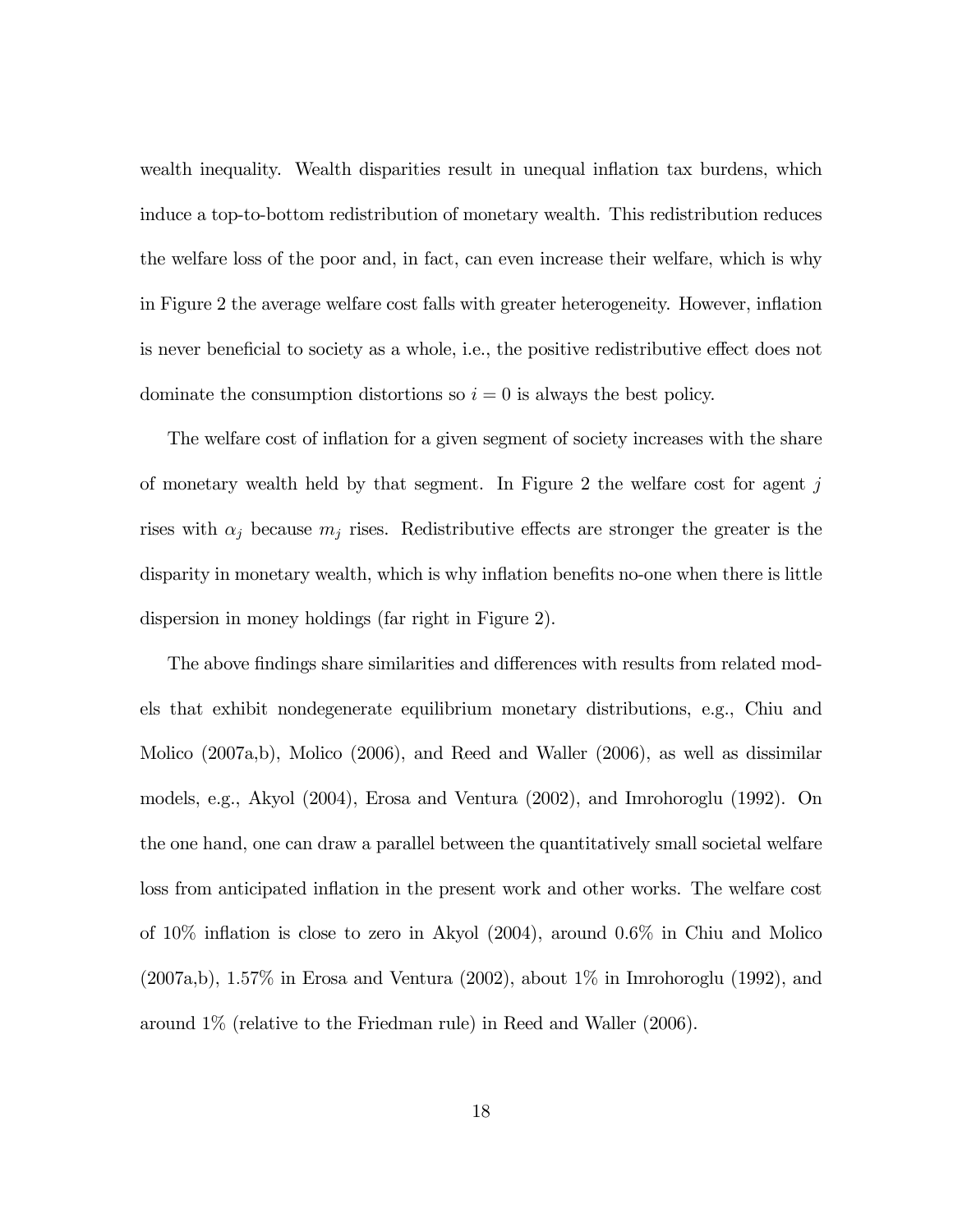wealth inequality. Wealth disparities result in unequal inflation tax burdens, which induce a top-to-bottom redistribution of monetary wealth. This redistribution reduces the welfare loss of the poor and, in fact, can even increase their welfare, which is why in Figure 2 the average welfare cost falls with greater heterogeneity. However, inflation is never beneficial to society as a whole, i.e., the positive redistributive effect does not dominate the consumption distortions so $i = 0$ is always the best policy.

The welfare cost of inflation for a given segment of society increases with the share of monetary wealth held by that segment. In Figure 2 the welfare cost for agent $j$ rises with $\alpha_j$ because $m_j$ rises. Redistributive effects are stronger the greater is the disparity in monetary wealth, which is why inflation benefits no-one when there is little dispersion in money holdings (far right in Figure 2).

The above findings share similarities and differences with results from related models that exhibit nondegenerate equilibrium monetary distributions, e.g., Chiu and Molico (2007a,b), Molico (2006), and Reed and Waller (2006), as well as dissimilar models, e.g., Akyol (2004), Erosa and Ventura (2002), and Imrohoroglu (1992). On the one hand, one can draw a parallel between the quantitatively small societal welfare loss from anticipated inflation in the present work and other works. The welfare cost of 10% inflation is close to zero in Akyol (2004), around 0.6% in Chiu and Molico (2007a,b), 1.57% in Erosa and Ventura (2002), about 1% in Imrohoroglu (1992), and around 1% (relative to the Friedman rule) in Reed and Waller (2006).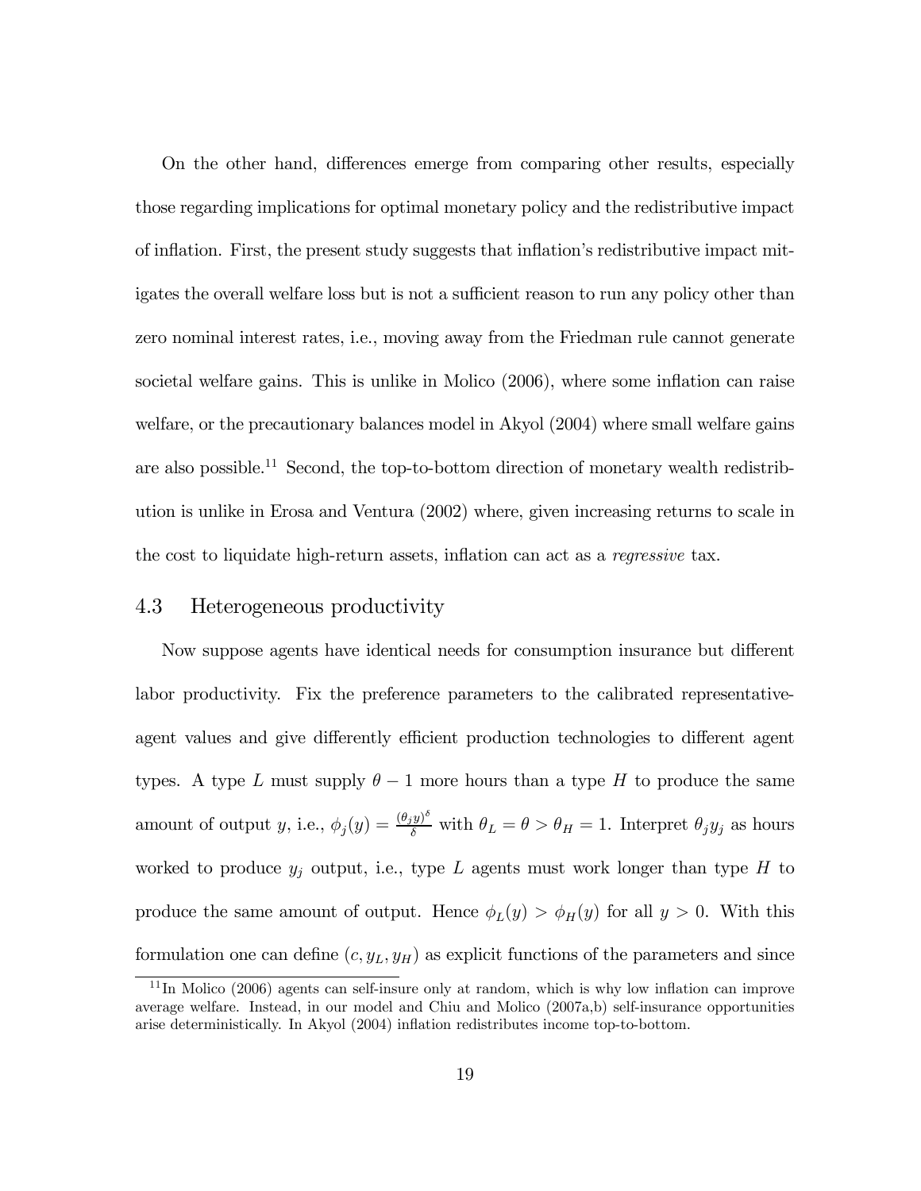On the other hand, differences emerge from comparing other results, especially those regarding implications for optimal monetary policy and the redistributive impact of inflation. First, the present study suggests that inflation's redistributive impact mitigates the overall welfare loss but is not a sufficient reason to run any policy other than zero nominal interest rates, i.e., moving away from the Friedman rule cannot generate societal welfare gains. This is unlike in Molico (2006), where some inflation can raise welfare, or the precautionary balances model in Akyol (2004) where small welfare gains are also possible.[11] Second, the top-to-bottom direction of monetary wealth redistribution is unlike in Erosa and Ventura (2002) where, given increasing returns to scale in the cost to liquidate high-return assets, inflation can act as a *regressive* tax.

### 4.3 Heterogeneous productivity

Now suppose agents have identical needs for consumption insurance but different labor productivity. Fix the preference parameters to the calibrated representative-agent values and give differently efficient production technologies to different agent types. A type $L$ must supply $\theta - 1$ more hours than a type $H$ to produce the same amount of output $y$, i.e., $\phi_j(y) = \frac{(\theta_j y)^\delta}{\delta}$ with $\theta_L = \theta > \theta_H = 1$. Interpret $\theta_j y_j$ as hours worked to produce $y_j$ output, i.e., type $L$ agents must work longer than type $H$ to produce the same amount of output. Hence $\phi_L(y) > \phi_H(y)$ for all $y > 0$. With this formulation one can define $(c, y_L, y_H)$ as explicit functions of the parameters and since

[11] In Molico (2006) agents can self-insure only at random, which is why low inflation can improve average welfare. Instead, in our model and Chiu and Molico (2007a,b) self-insurance opportunities arise deterministically. In Akyol (2004) inflation redistributes income top-to-bottom.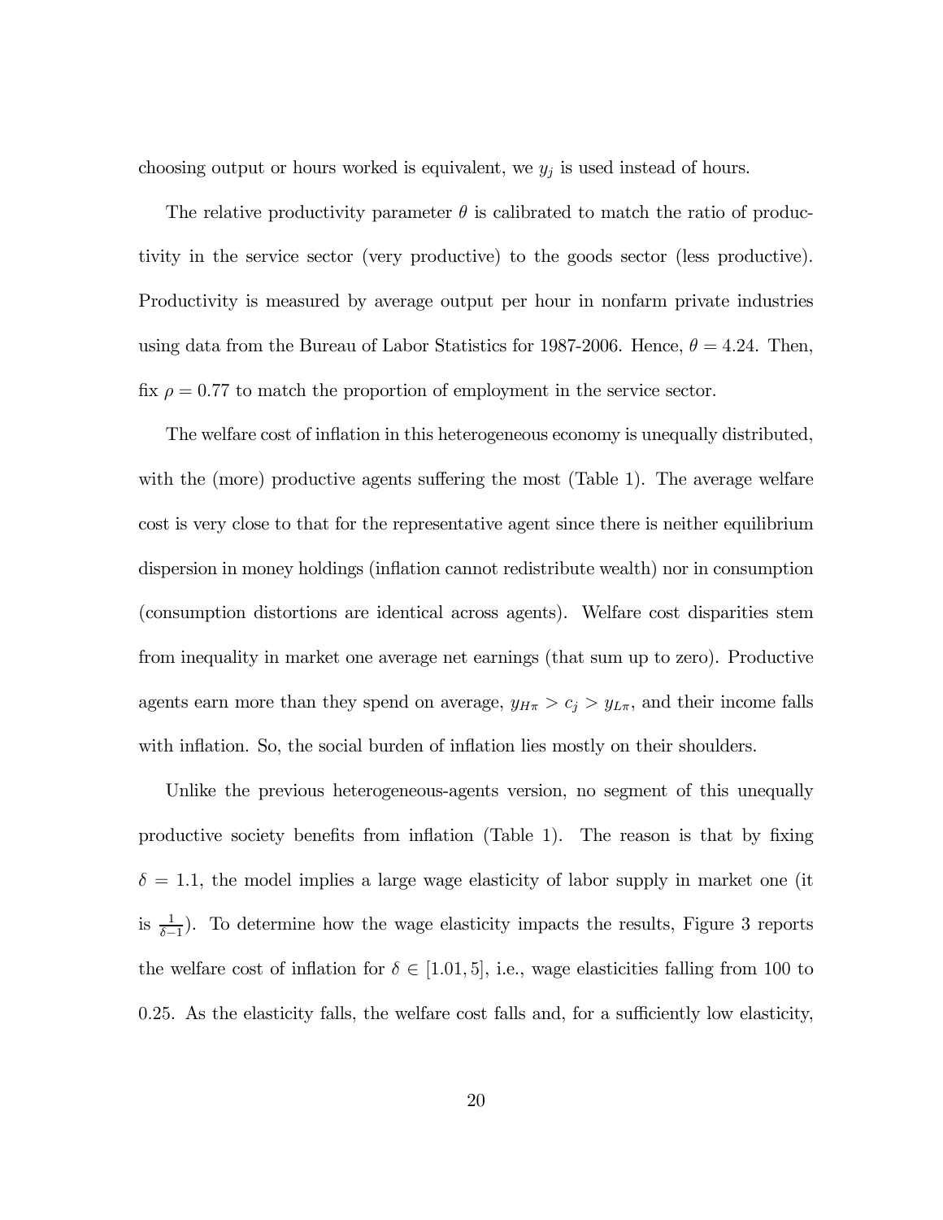choosing output or hours worked is equivalent, we $y_j$ is used instead of hours.

The relative productivity parameter $\theta$ is calibrated to match the ratio of productivity in the service sector (very productive) to the goods sector (less productive). Productivity is measured by average output per hour in nonfarm private industries using data from the Bureau of Labor Statistics for 1987-2006. Hence, $\theta = 4.24$. Then, fix $\rho = 0.77$ to match the proportion of employment in the service sector.

The welfare cost of inflation in this heterogeneous economy is unequally distributed, with the (more) productive agents suffering the most (Table 1). The average welfare cost is very close to that for the representative agent since there is neither equilibrium dispersion in money holdings (inflation cannot redistribute wealth) nor in consumption (consumption distortions are identical across agents). Welfare cost disparities stem from inequality in market one average net earnings (that sum up to zero). Productive agents earn more than they spend on average, $y_{H\pi} > c_j > y_{L\pi}$, and their income falls with inflation. So, the social burden of inflation lies mostly on their shoulders.

Unlike the previous heterogeneous-agents version, no segment of this unequally productive society benefits from inflation (Table 1). The reason is that by fixing $\delta = 1.1$, the model implies a large wage elasticity of labor supply in market one (it is $\frac{1}{\delta - 1}$). To determine how the wage elasticity impacts the results, Figure 3 reports the welfare cost of inflation for $\delta \in [1.01, 5]$, i.e., wage elasticities falling from 100 to 0.25. As the elasticity falls, the welfare cost falls and, for a sufficiently low elasticity,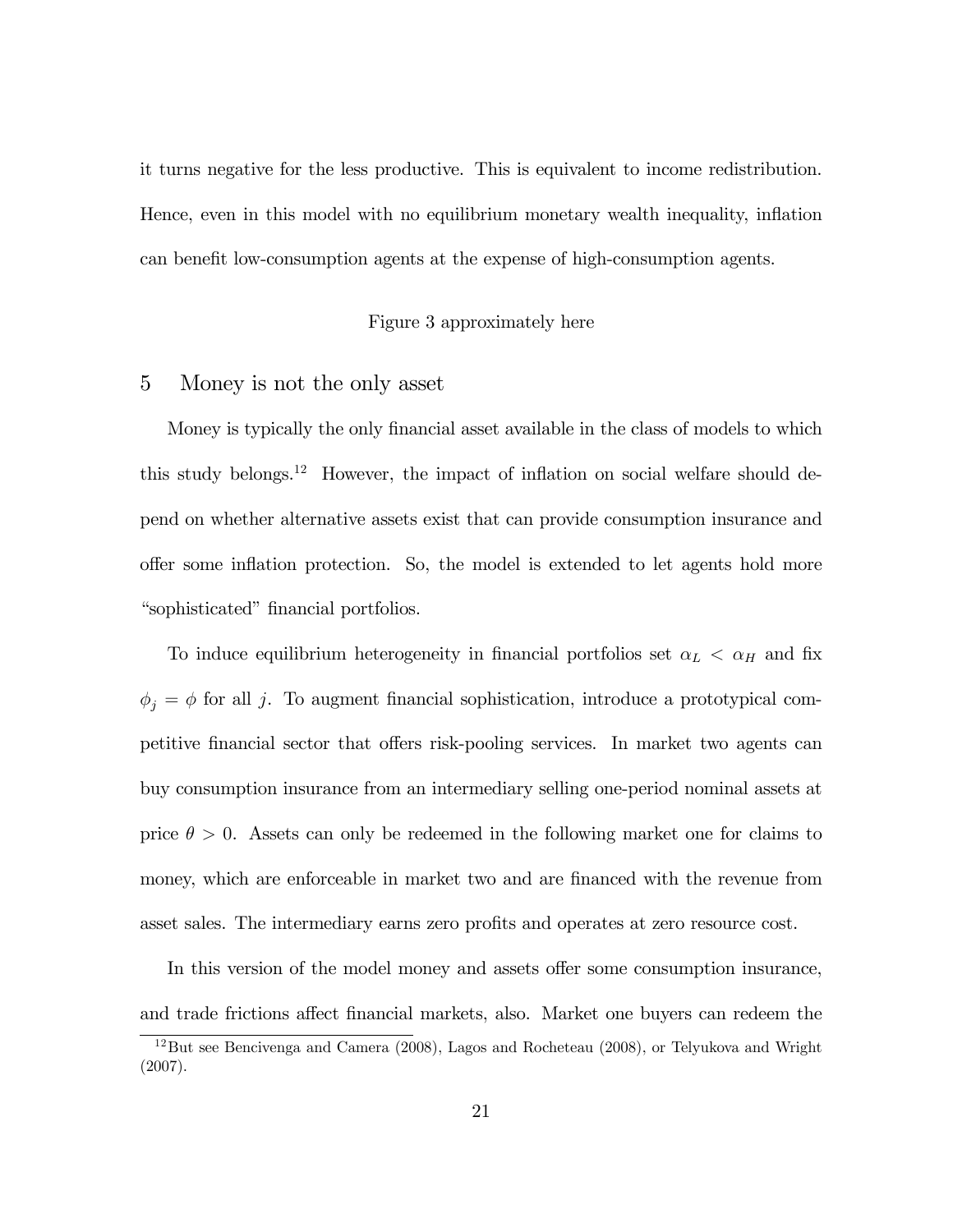it turns negative for the less productive. This is equivalent to income redistribution. Hence, even in this model with no equilibrium monetary wealth inequality, inflation can benefit low-consumption agents at the expense of high-consumption agents.

Figure 3 approximately here

## 5 Money is not the only asset

Money is typically the only financial asset available in the class of models to which this study belongs.[12] However, the impact of inflation on social welfare should depend on whether alternative assets exist that can provide consumption insurance and offer some inflation protection. So, the model is extended to let agents hold more "sophisticated" financial portfolios.

To induce equilibrium heterogeneity in financial portfolios set $\alpha_L < \alpha_H$ and fix $\phi_j = \phi$ for all $j$. To augment financial sophistication, introduce a prototypical competitive financial sector that offers risk-pooling services. In market two agents can buy consumption insurance from an intermediary selling one-period nominal assets at price $\theta > 0$. Assets can only be redeemed in the following market one for claims to money, which are enforceable in market two and are financed with the revenue from asset sales. The intermediary earns zero profits and operates at zero resource cost.

In this version of the model money and assets offer some consumption insurance, and trade frictions affect financial markets, also. Market one buyers can redeem the

[12] But see Bencivenga and Camera (2008), Lagos and Rocheteau (2008), or Telyukova and Wright (2007).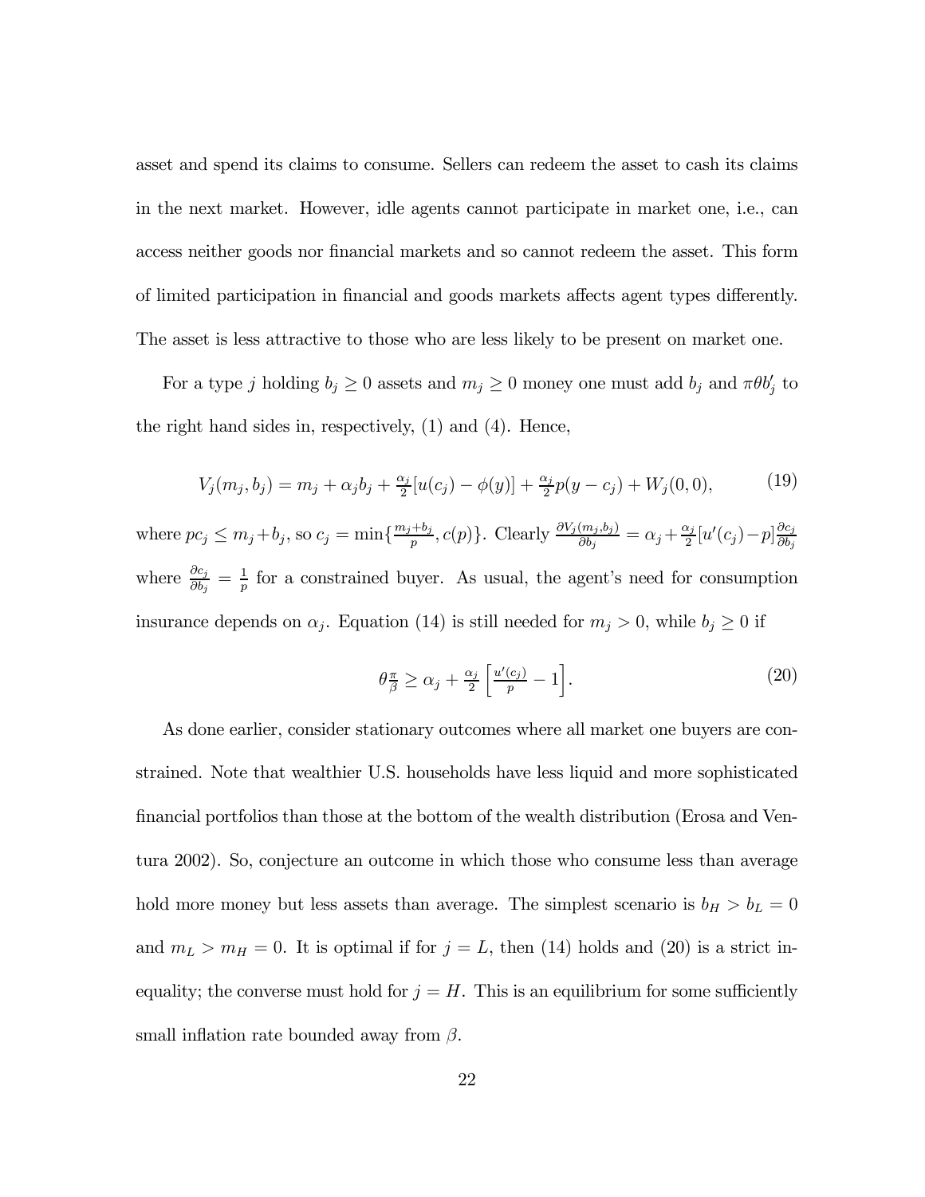asset and spend its claims to consume. Sellers can redeem the asset to cash its claims in the next market. However, idle agents cannot participate in market one, i.e., can access neither goods nor financial markets and so cannot redeem the asset. This form of limited participation in financial and goods markets affects agent types differently. The asset is less attractive to those who are less likely to be present on market one.

For a type $j$ holding $b_j \geq 0$ assets and $m_j \geq 0$ money one must add $b_j$ and $\pi\theta b_j'$ to the right hand sides in, respectively, (1) and (4). Hence,

$$V_j(m_j, b_j) = m_j + \alpha_j b_j + \tfrac{\alpha_j}{2}[u(c_j) - \phi(y)] + \tfrac{\alpha_j}{2} p(y - c_j) + W_j(0, 0), \tag{19}$$

where $pc_j \leq m_j + b_j$, so $c_j = \min\{\frac{m_j + b_j}{p}, c(p)\}$. Clearly $\frac{\partial V_j(m_j, b_j)}{\partial b_j} = \alpha_j + \frac{\alpha_j}{2}[u'(c_j) - p]\frac{\partial c_j}{\partial b_j}$ where $\frac{\partial c_j}{\partial b_j} = \frac{1}{p}$ for a constrained buyer. As usual, the agent's need for consumption insurance depends on $\alpha_j$. Equation (14) is still needed for $m_j > 0$, while $b_j \geq 0$ if

$$\theta \tfrac{\pi}{\beta} \geq \alpha_j + \tfrac{\alpha_j}{2}\left[\tfrac{u'(c_j)}{p} - 1\right]. \tag{20}$$

As done earlier, consider stationary outcomes where all market one buyers are constrained. Note that wealthier U.S. households have less liquid and more sophisticated financial portfolios than those at the bottom of the wealth distribution (Erosa and Ventura 2002). So, conjecture an outcome in which those who consume less than average hold more money but less assets than average. The simplest scenario is $b_H > b_L = 0$ and $m_L > m_H = 0$. It is optimal if for $j = L$, then (14) holds and (20) is a strict inequality; the converse must hold for $j = H$. This is an equilibrium for some sufficiently small inflation rate bounded away from $\beta$.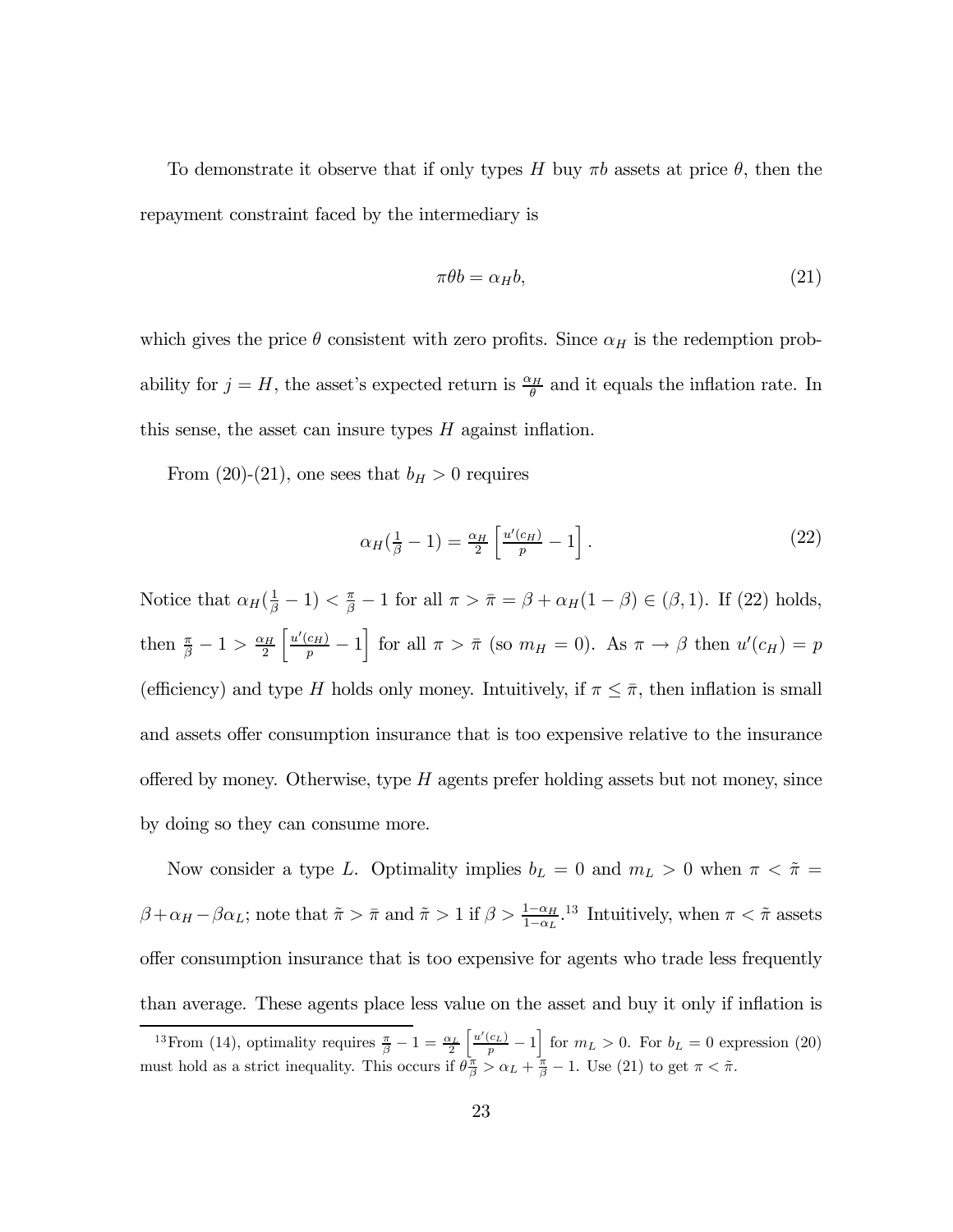To demonstrate it observe that if only types $H$ buy $\pi b$ assets at price $\theta$, then the repayment constraint faced by the intermediary is

$$\pi\theta b = \alpha_H b, \tag{21}$$

which gives the price $\theta$ consistent with zero profits. Since $\alpha_H$ is the redemption probability for $j = H$, the asset's expected return is $\frac{\alpha_H}{\theta}$ and it equals the inflation rate. In this sense, the asset can insure types $H$ against inflation.

From (20)-(21), one sees that $b_H > 0$ requires

$$\alpha_H(\tfrac{1}{\beta} - 1) = \tfrac{\alpha_H}{2}\left[\tfrac{u'(c_H)}{p} - 1\right]. \tag{22}$$

Notice that $\alpha_H(\frac{1}{\beta} - 1) < \frac{\pi}{\beta} - 1$ for all $\pi > \bar{\pi} = \beta + \alpha_H(1-\beta) \in (\beta, 1)$. If (22) holds, then $\frac{\pi}{\beta} - 1 > \frac{\alpha_H}{2}\left[\frac{u'(c_H)}{p} - 1\right]$ for all $\pi > \bar{\pi}$ (so $m_H = 0$). As $\pi \to \beta$ then $u'(c_H) = p$ (efficiency) and type $H$ holds only money. Intuitively, if $\pi \leq \bar{\pi}$, then inflation is small and assets offer consumption insurance that is too expensive relative to the insurance offered by money. Otherwise, type $H$ agents prefer holding assets but not money, since by doing so they can consume more.

Now consider a type $L$. Optimality implies $b_L = 0$ and $m_L > 0$ when $\pi < \tilde{\pi} = \beta + \alpha_H - \beta\alpha_L$; note that $\tilde{\pi} > \bar{\pi}$ and $\tilde{\pi} > 1$ if $\beta > \frac{1-\alpha_H}{1-\alpha_L}$.[13] Intuitively, when $\pi < \tilde{\pi}$ assets offer consumption insurance that is too expensive for agents who trade less frequently than average. These agents place less value on the asset and buy it only if inflation is

[13] From (14), optimality requires $\frac{\pi}{\beta} - 1 = \frac{\alpha_L}{2}\left[\frac{u'(c_L)}{p} - 1\right]$ for $m_L > 0$. For $b_L = 0$ expression (20) must hold as a strict inequality. This occurs if $\theta\frac{\pi}{\beta} > \alpha_L + \frac{\pi}{\beta} - 1$. Use (21) to get $\pi < \tilde{\pi}$.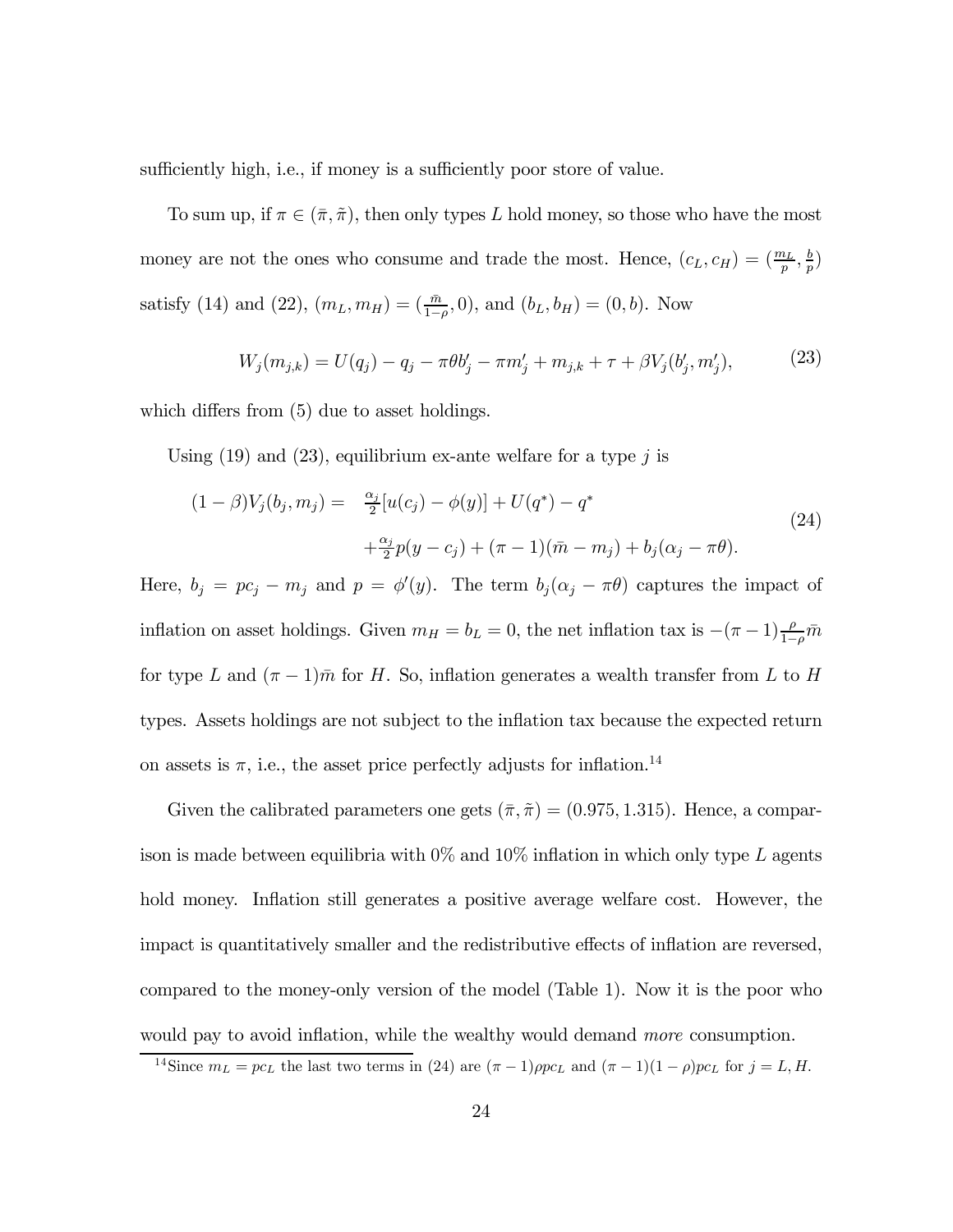sufficiently high, i.e., if money is a sufficiently poor store of value.

To sum up, if $\pi \in (\bar{\pi}, \tilde{\pi})$, then only types $L$ hold money, so those who have the most money are not the ones who consume and trade the most. Hence, $(c_L, c_H) = (\frac{m_L}{p}, \frac{b}{p})$ satisfy (14) and (22), $(m_L, m_H) = (\frac{\bar{m}}{1-\rho}, 0)$, and $(b_L, b_H) = (0, b)$. Now

$$W_j(m_{j,k}) = U(q_j) - q_j - \pi\theta b_j' - \pi m_j' + m_{j,k} + \tau + \beta V_j(b_j', m_j'), \tag{23}$$

which differs from (5) due to asset holdings.

Using (19) and (23), equilibrium ex-ante welfare for a type $j$ is

$$\begin{aligned}(1-\beta)V_j(b_j, m_j) = \quad & \tfrac{\alpha_j}{2}[u(c_j) - \phi(y)] + U(q^*) - q^* \\ & + \tfrac{\alpha_j}{2} p(y - c_j) + (\pi - 1)(\bar{m} - m_j) + b_j(\alpha_j - \pi\theta).\end{aligned} \tag{24}$$

Here, $b_j = pc_j - m_j$ and $p = \phi'(y)$. The term $b_j(\alpha_j - \pi\theta)$ captures the impact of inflation on asset holdings. Given $m_H = b_L = 0$, the net inflation tax is $-(\pi - 1)\frac{\rho}{1-\rho}\bar{m}$ for type $L$ and $(\pi - 1)\bar{m}$ for $H$. So, inflation generates a wealth transfer from $L$ to $H$ types. Assets holdings are not subject to the inflation tax because the expected return on assets is $\pi$, i.e., the asset price perfectly adjusts for inflation.[14]

Given the calibrated parameters one gets $(\bar{\pi}, \tilde{\pi}) = (0.975, 1.315)$. Hence, a comparison is made between equilibria with 0% and 10% inflation in which only type $L$ agents hold money. Inflation still generates a positive average welfare cost. However, the impact is quantitatively smaller and the redistributive effects of inflation are reversed, compared to the money-only version of the model (Table 1). Now it is the poor who would pay to avoid inflation, while the wealthy would demand *more* consumption.

[14] Since $m_L = pc_L$ the last two terms in (24) are $(\pi - 1)\rho pc_L$ and $(\pi - 1)(1 - \rho)pc_L$ for $j = L, H$.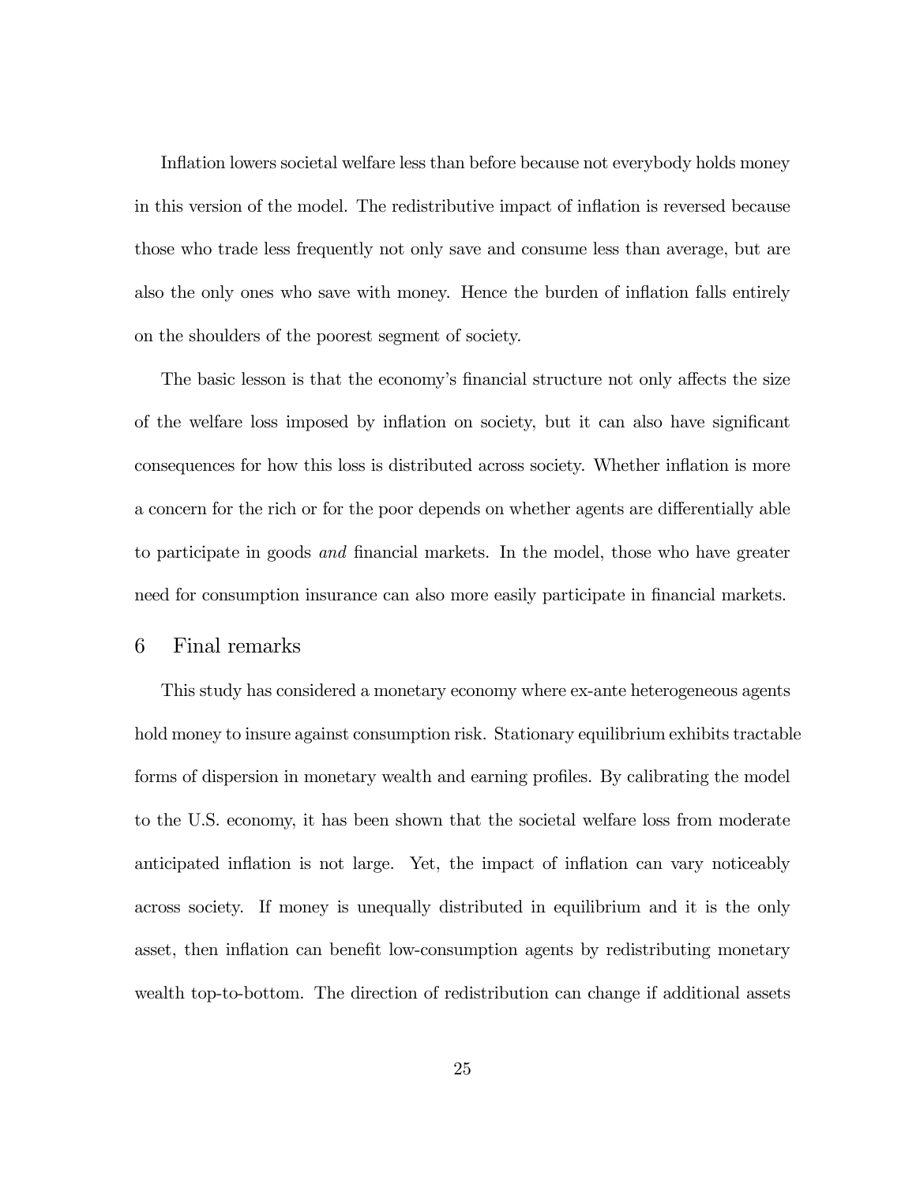Inflation lowers societal welfare less than before because not everybody holds money in this version of the model. The redistributive impact of inflation is reversed because those who trade less frequently not only save and consume less than average, but are also the only ones who save with money. Hence the burden of inflation falls entirely on the shoulders of the poorest segment of society.

The basic lesson is that the economy's financial structure not only affects the size of the welfare loss imposed by inflation on society, but it can also have significant consequences for how this loss is distributed across society. Whether inflation is more a concern for the rich or for the poor depends on whether agents are differentially able to participate in goods *and* financial markets. In the model, those who have greater need for consumption insurance can also more easily participate in financial markets.

## 6 Final remarks

This study has considered a monetary economy where ex-ante heterogeneous agents hold money to insure against consumption risk. Stationary equilibrium exhibits tractable forms of dispersion in monetary wealth and earning profiles. By calibrating the model to the U.S. economy, it has been shown that the societal welfare loss from moderate anticipated inflation is not large. Yet, the impact of inflation can vary noticeably across society. If money is unequally distributed in equilibrium and it is the only asset, then inflation can benefit low-consumption agents by redistributing monetary wealth top-to-bottom. The direction of redistribution can change if additional assets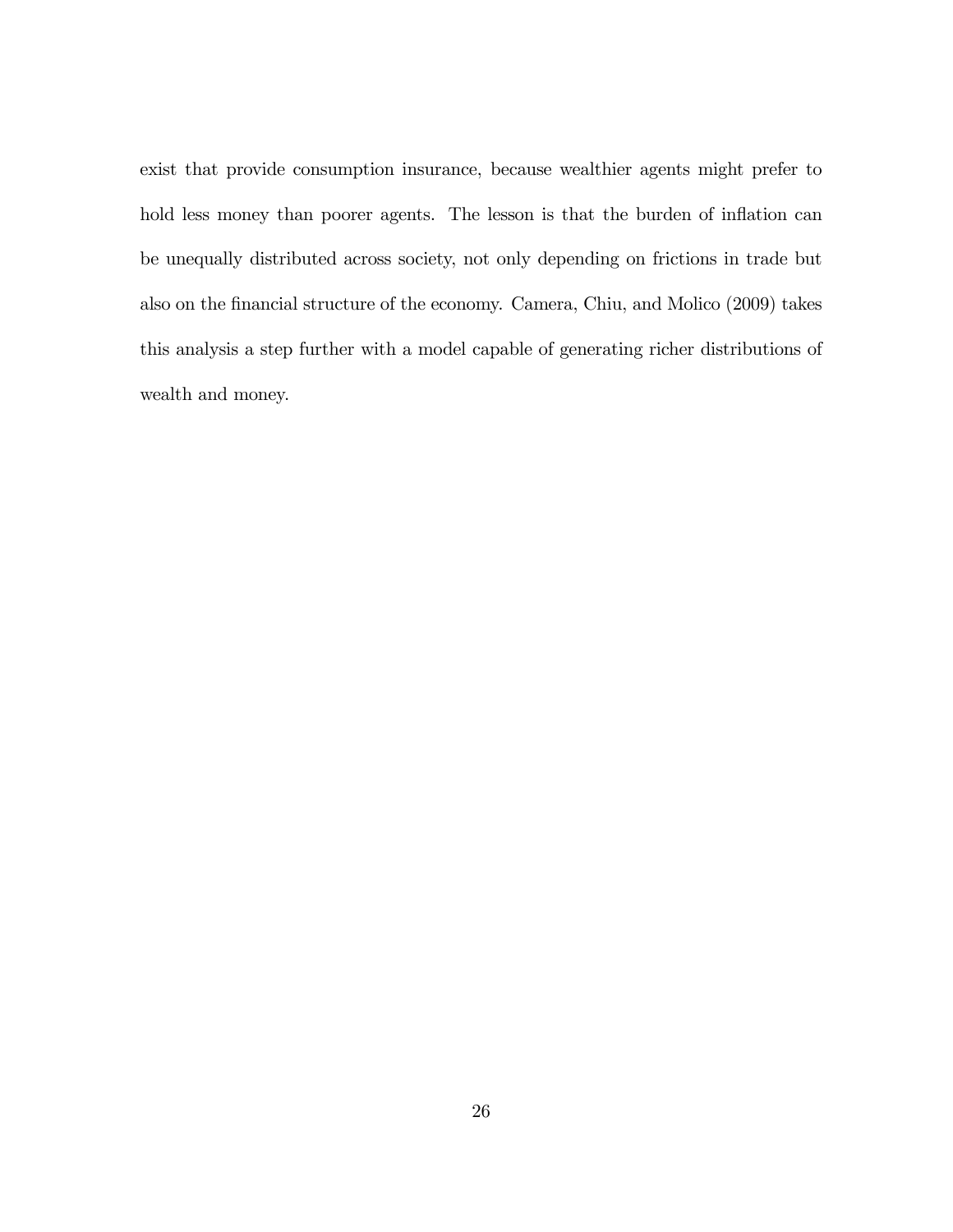exist that provide consumption insurance, because wealthier agents might prefer to hold less money than poorer agents. The lesson is that the burden of inflation can be unequally distributed across society, not only depending on frictions in trade but also on the financial structure of the economy. Camera, Chiu, and Molico (2009) takes this analysis a step further with a model capable of generating richer distributions of wealth and money.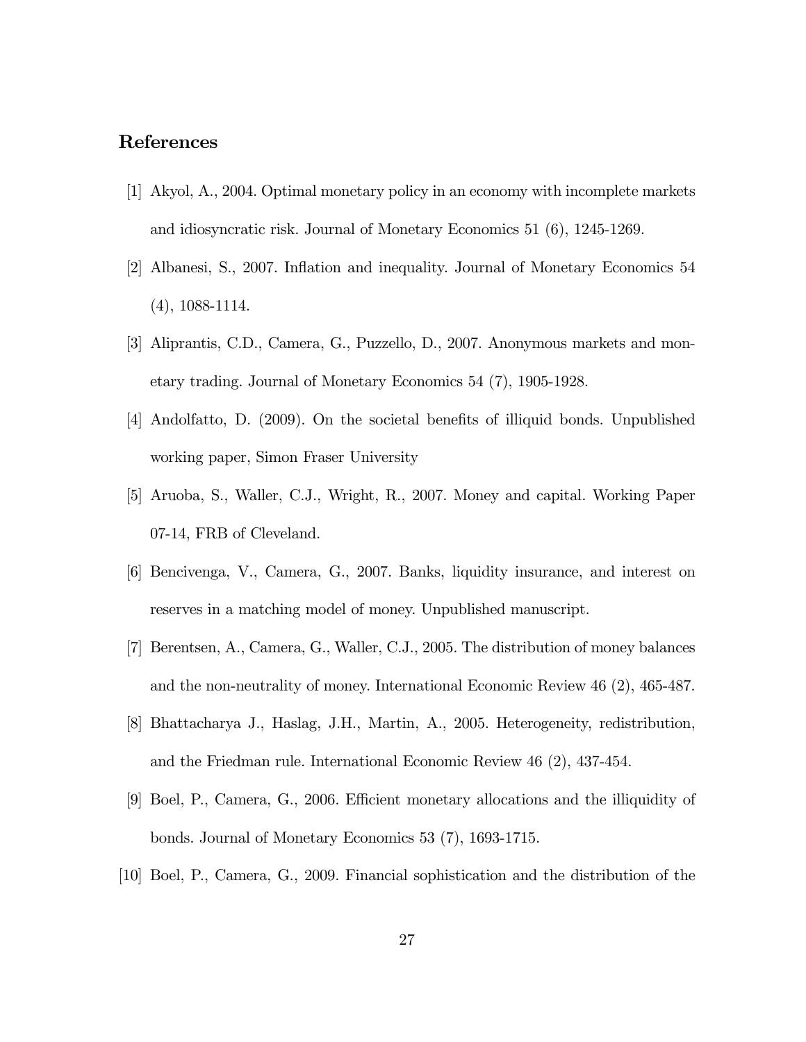## References

[1] Akyol, A., 2004. Optimal monetary policy in an economy with incomplete markets and idiosyncratic risk. Journal of Monetary Economics 51 (6), 1245-1269.

[2] Albanesi, S., 2007. Inflation and inequality. Journal of Monetary Economics 54 (4), 1088-1114.

[3] Aliprantis, C.D., Camera, G., Puzzello, D., 2007. Anonymous markets and monetary trading. Journal of Monetary Economics 54 (7), 1905-1928.

[4] Andolfatto, D. (2009). On the societal benefits of illiquid bonds. Unpublished working paper, Simon Fraser University

[5] Aruoba, S., Waller, C.J., Wright, R., 2007. Money and capital. Working Paper 07-14, FRB of Cleveland.

[6] Bencivenga, V., Camera, G., 2007. Banks, liquidity insurance, and interest on reserves in a matching model of money. Unpublished manuscript.

[7] Berentsen, A., Camera, G., Waller, C.J., 2005. The distribution of money balances and the non-neutrality of money. International Economic Review 46 (2), 465-487.

[8] Bhattacharya J., Haslag, J.H., Martin, A., 2005. Heterogeneity, redistribution, and the Friedman rule. International Economic Review 46 (2), 437-454.

[9] Boel, P., Camera, G., 2006. Efficient monetary allocations and the illiquidity of bonds. Journal of Monetary Economics 53 (7), 1693-1715.

[10] Boel, P., Camera, G., 2009. Financial sophistication and the distribution of the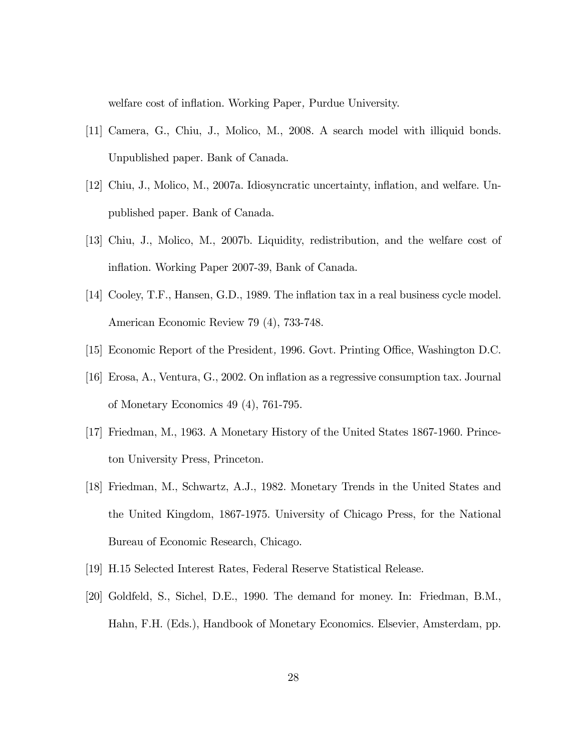welfare cost of inflation. Working Paper, Purdue University.

[11] Camera, G., Chiu, J., Molico, M., 2008. A search model with illiquid bonds. Unpublished paper. Bank of Canada.

[12] Chiu, J., Molico, M., 2007a. Idiosyncratic uncertainty, inflation, and welfare. Unpublished paper. Bank of Canada.

[13] Chiu, J., Molico, M., 2007b. Liquidity, redistribution, and the welfare cost of inflation. Working Paper 2007-39, Bank of Canada.

[14] Cooley, T.F., Hansen, G.D., 1989. The inflation tax in a real business cycle model. American Economic Review 79 (4), 733-748.

[15] Economic Report of the President, 1996. Govt. Printing Office, Washington D.C.

[16] Erosa, A., Ventura, G., 2002. On inflation as a regressive consumption tax. Journal of Monetary Economics 49 (4), 761-795.

[17] Friedman, M., 1963. A Monetary History of the United States 1867-1960. Princeton University Press, Princeton.

[18] Friedman, M., Schwartz, A.J., 1982. Monetary Trends in the United States and the United Kingdom, 1867-1975. University of Chicago Press, for the National Bureau of Economic Research, Chicago.

[19] H.15 Selected Interest Rates, Federal Reserve Statistical Release.

[20] Goldfeld, S., Sichel, D.E., 1990. The demand for money. In: Friedman, B.M., Hahn, F.H. (Eds.), Handbook of Monetary Economics. Elsevier, Amsterdam, pp.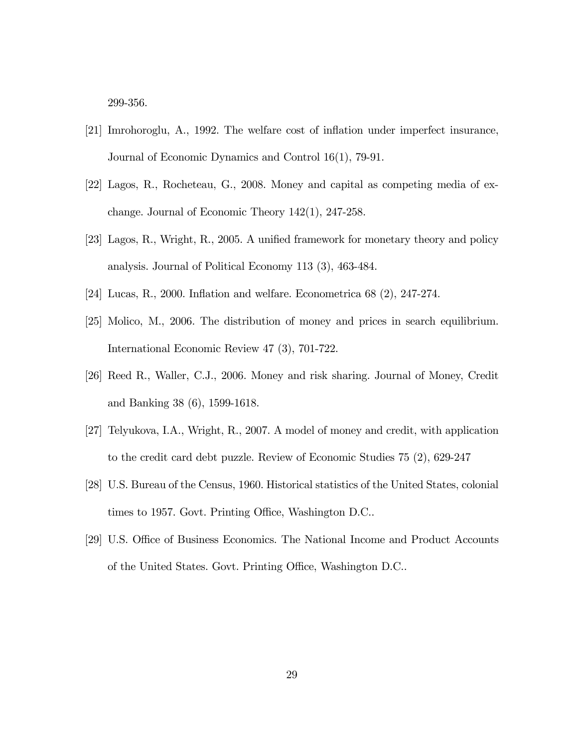299-356.

[21] Imrohoroglu, A., 1992. The welfare cost of inflation under imperfect insurance, Journal of Economic Dynamics and Control 16(1), 79-91.

[22] Lagos, R., Rocheteau, G., 2008. Money and capital as competing media of exchange. Journal of Economic Theory 142(1), 247-258.

[23] Lagos, R., Wright, R., 2005. A unified framework for monetary theory and policy analysis. Journal of Political Economy 113 (3), 463-484.

[24] Lucas, R., 2000. Inflation and welfare. Econometrica 68 (2), 247-274.

[25] Molico, M., 2006. The distribution of money and prices in search equilibrium. International Economic Review 47 (3), 701-722.

[26] Reed R., Waller, C.J., 2006. Money and risk sharing. Journal of Money, Credit and Banking 38 (6), 1599-1618.

[27] Telyukova, I.A., Wright, R., 2007. A model of money and credit, with application to the credit card debt puzzle. Review of Economic Studies 75 (2), 629-247

[28] U.S. Bureau of the Census, 1960. Historical statistics of the United States, colonial times to 1957. Govt. Printing Office, Washington D.C..

[29] U.S. Office of Business Economics. The National Income and Product Accounts of the United States. Govt. Printing Office, Washington D.C..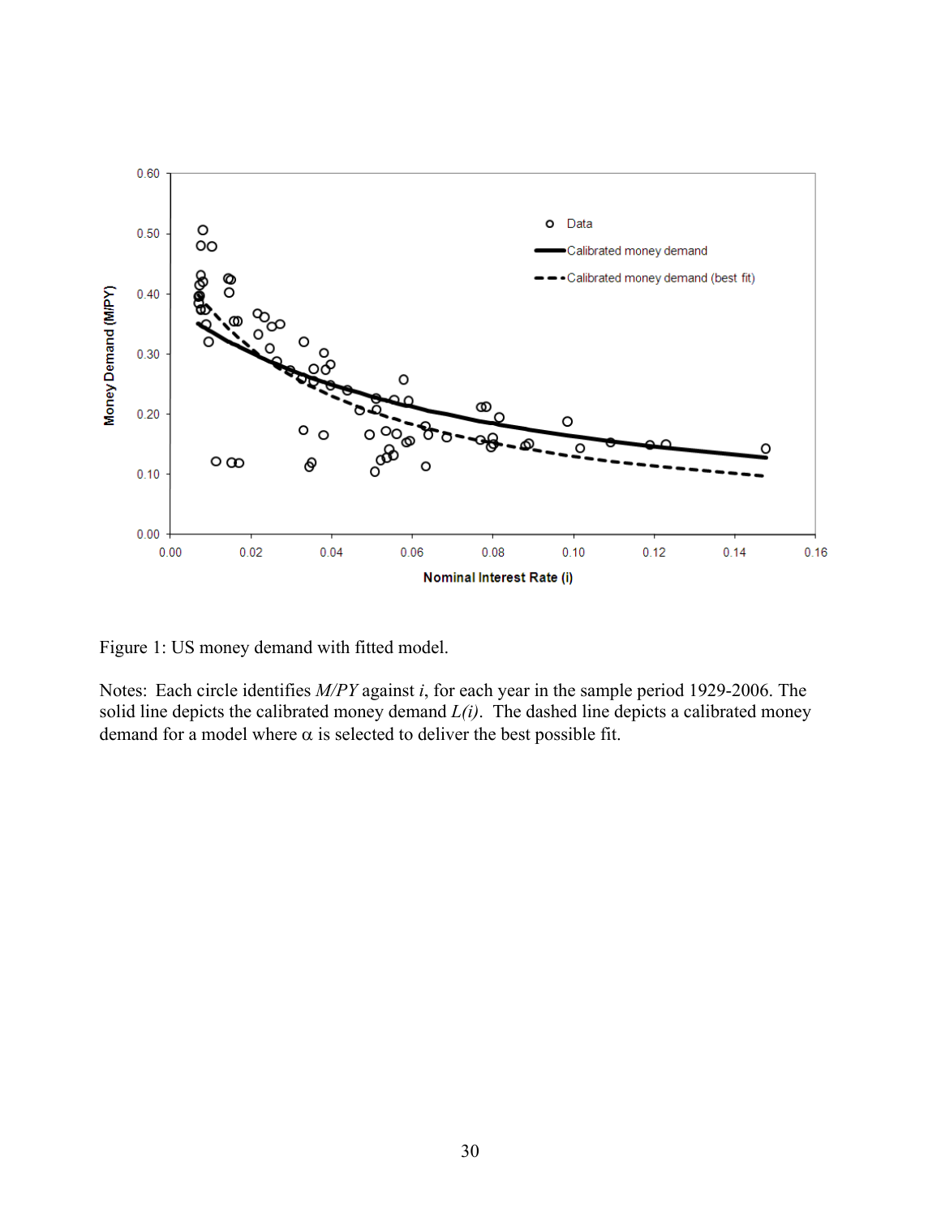Figure 1: US money demand with fitted model.

Notes: Each circle identifies *M/PY* against *i*, for each year in the sample period 1929-2006. The solid line depicts the calibrated money demand *L(i)*. The dashed line depicts a calibrated money demand for a model where α is selected to deliver the best possible fit.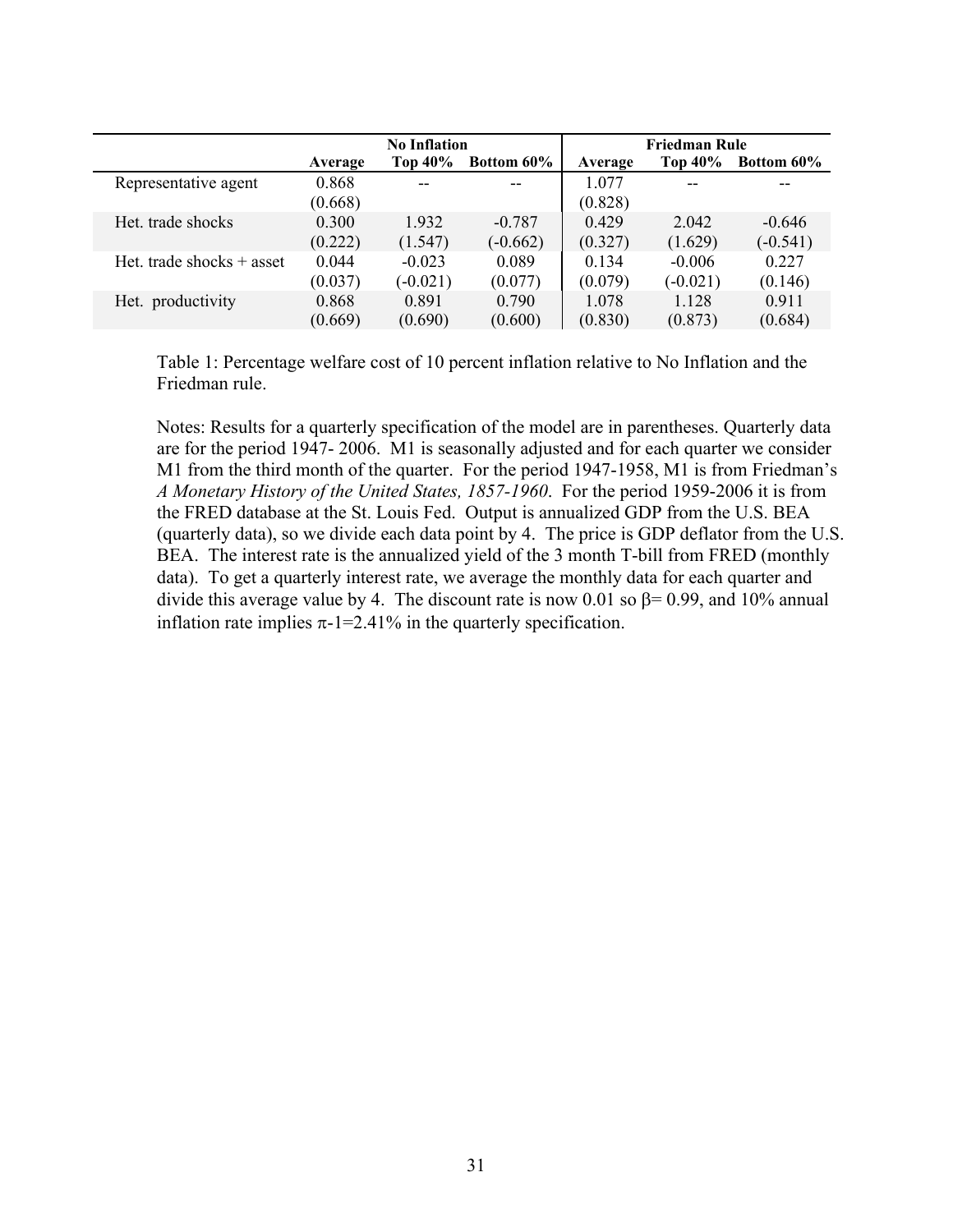| | No Inflation | | | Friedman Rule | | |
|---|---|---|---|---|---|---|
| | **Average** | **Top 40%** | **Bottom 60%** | **Average** | **Top 40%** | **Bottom 60%** |
| Representative agent | 0.868 (0.668) | -- | -- | 1.077 (0.828) | -- | -- |
| Het. trade shocks | 0.300 (0.222) | 1.932 (1.547) | -0.787 (-0.662) | 0.429 (0.327) | 2.042 (1.629) | -0.646 (-0.541) |
| Het. trade shocks + asset | 0.044 (0.037) | -0.023 (-0.021) | 0.089 (0.077) | 0.134 (0.079) | -0.006 (-0.021) | 0.227 (0.146) |
| Het. productivity | 0.868 (0.669) | 0.891 (0.690) | 0.790 (0.600) | 1.078 (0.830) | 1.128 (0.873) | 0.911 (0.684) |

Table 1: Percentage welfare cost of 10 percent inflation relative to No Inflation and the Friedman rule.

Notes: Results for a quarterly specification of the model are in parentheses. Quarterly data are for the period 1947- 2006. M1 is seasonally adjusted and for each quarter we consider M1 from the third month of the quarter. For the period 1947-1958, M1 is from Friedman's *A Monetary History of the United States, 1857-1960*. For the period 1959-2006 it is from the FRED database at the St. Louis Fed. Output is annualized GDP from the U.S. BEA (quarterly data), so we divide each data point by 4. The price is GDP deflator from the U.S. BEA. The interest rate is the annualized yield of the 3 month T-bill from FRED (monthly data). To get a quarterly interest rate, we average the monthly data for each quarter and divide this average value by 4. The discount rate is now 0.01 so $\beta = 0.99$, and 10% annual inflation rate implies $\pi-1=2.41\%$ in the quarterly specification.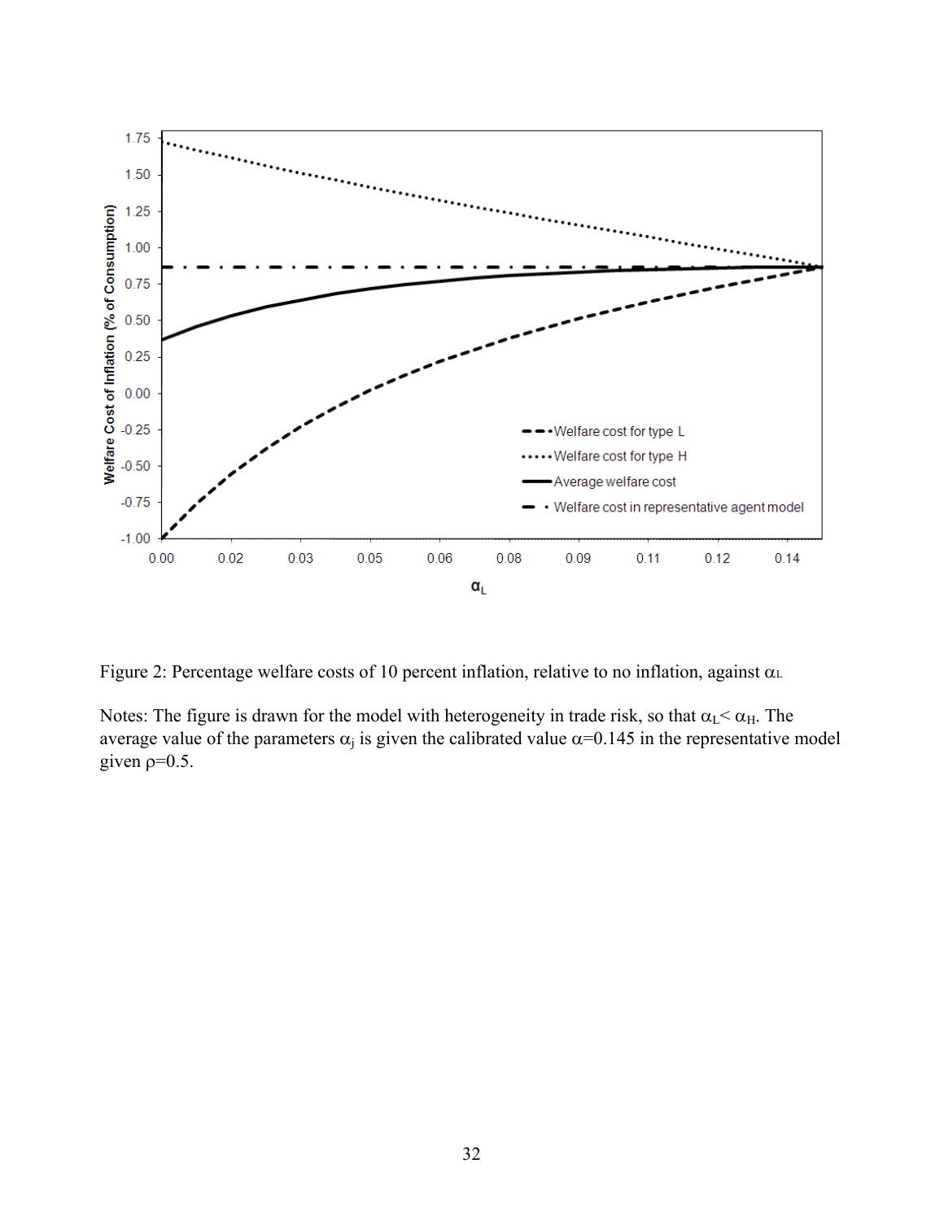Figure 2: Percentage welfare costs of 10 percent inflation, relative to no inflation, against $\alpha_L$

Notes: The figure is drawn for the model with heterogeneity in trade risk, so that $\alpha_L < \alpha_H$. The average value of the parameters $\alpha_j$ is given the calibrated value $\alpha$=0.145 in the representative model given $\rho$=0.5.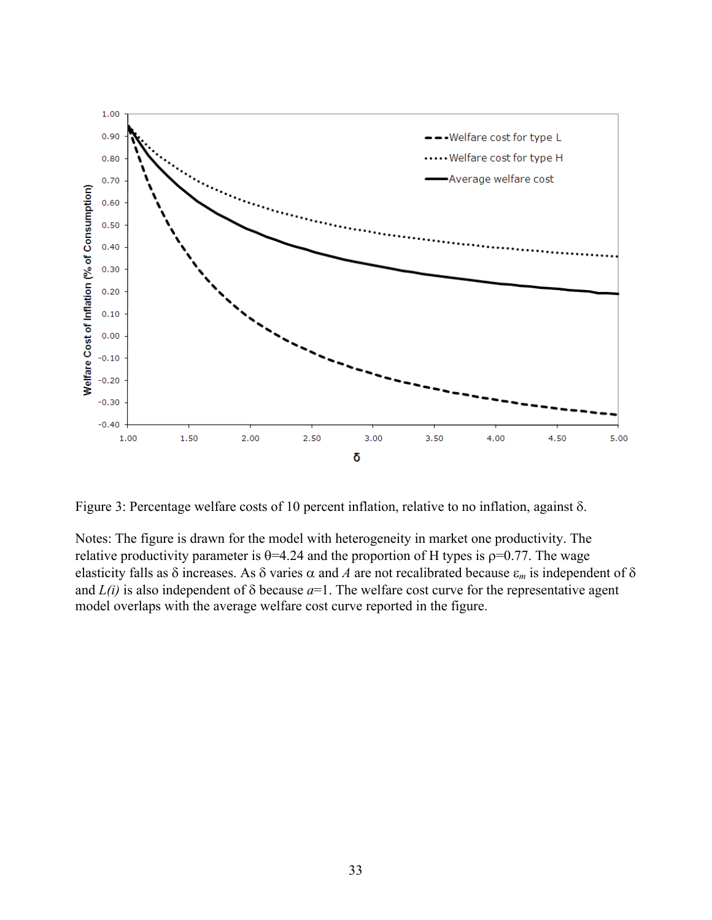1.00
0.90
0.80
0.70
0.60
0.50
0.40
0.30
0.20
0.10
0.00
-0.10
-0.20
-0.30
-0.40

Welfare Cost of Inflation (% of Consumption)

1.00 1.50 2.00 2.50 3.00 3.50 4.00 4.50 5.00

δ

Welfare cost for type L

Welfare cost for type H

Average welfare cost

Figure 3: Percentage welfare costs of 10 percent inflation, relative to no inflation, against δ.

Notes: The figure is drawn for the model with heterogeneity in market one productivity. The relative productivity parameter is $\theta$=4.24 and the proportion of H types is $\rho$=0.77. The wage elasticity falls as $\delta$ increases. As $\delta$ varies $\alpha$ and $A$ are not recalibrated because $\varepsilon_m$ is independent of $\delta$ and $L(i)$ is also independent of $\delta$ because $a$=1. The welfare cost curve for the representative agent model overlaps with the average welfare cost curve reported in the figure.